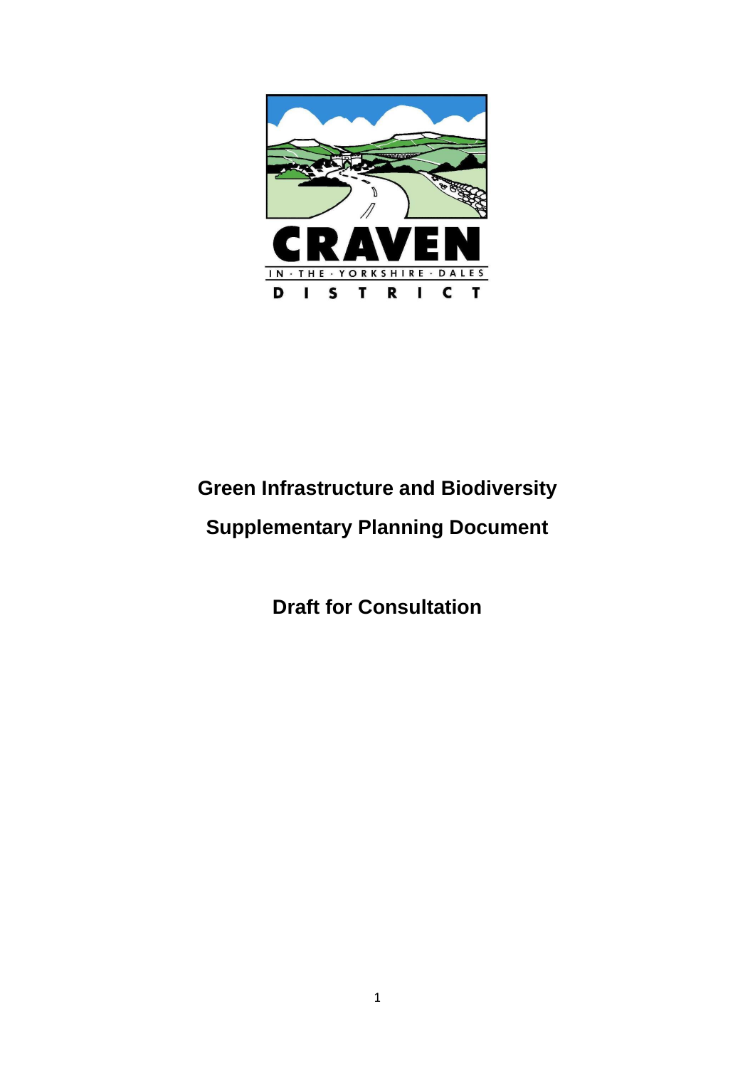CRAVEN

IN · THE · YORKSHIRE · DALES

DISTRICT

# Green Infrastructure and Biodiversity

# Supplementary Planning Document

## Draft for Consultation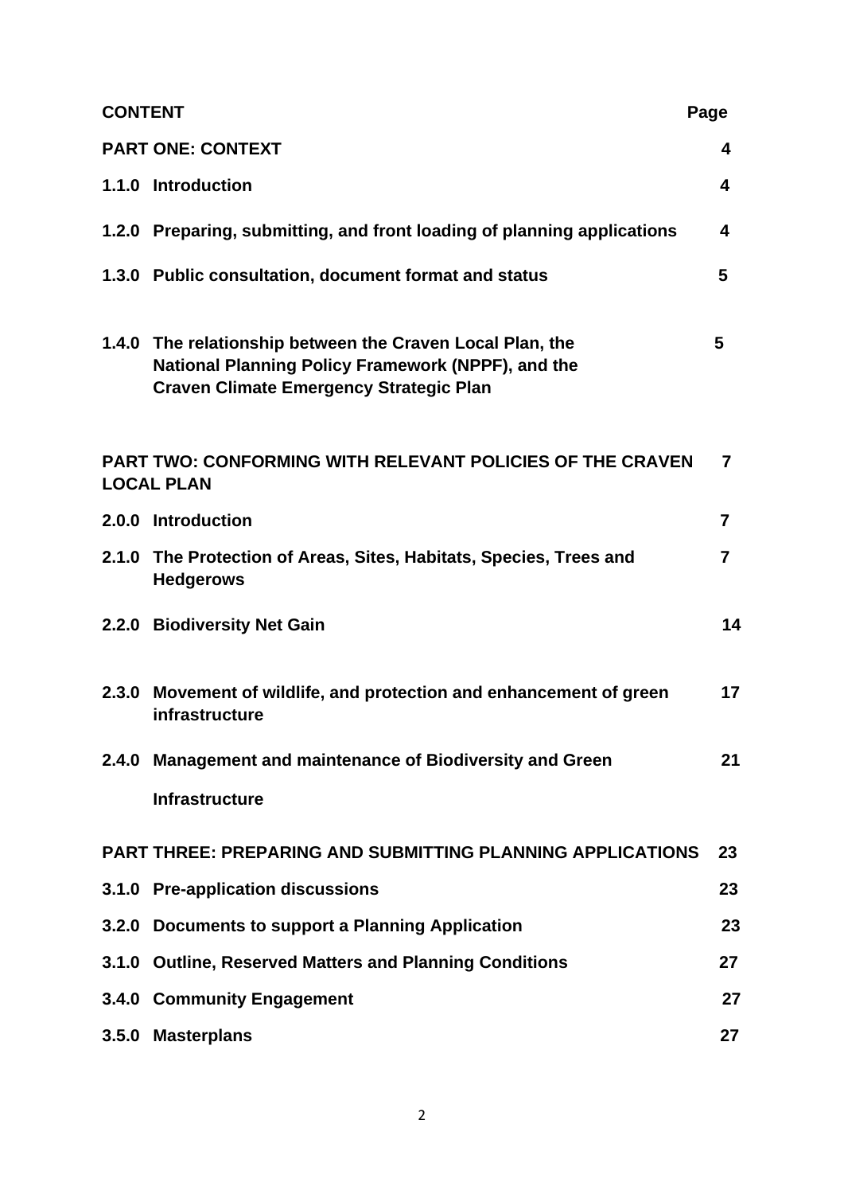| CONTENT | Page |
|---|---|
| **PART ONE: CONTEXT** | **4** |
| **1.1.0 Introduction** | **4** |
| **1.2.0 Preparing, submitting, and front loading of planning applications** | **4** |
| **1.3.0 Public consultation, document format and status** | **5** |
| **1.4.0 The relationship between the Craven Local Plan, the National Planning Policy Framework (NPPF), and the Craven Climate Emergency Strategic Plan** | **5** |
| **PART TWO: CONFORMING WITH RELEVANT POLICIES OF THE CRAVEN LOCAL PLAN** | **7** |
| **2.0.0 Introduction** | **7** |
| **2.1.0 The Protection of Areas, Sites, Habitats, Species, Trees and Hedgerows** | **7** |
| **2.2.0 Biodiversity Net Gain** | **14** |
| **2.3.0 Movement of wildlife, and protection and enhancement of green infrastructure** | **17** |
| **2.4.0 Management and maintenance of Biodiversity and Green Infrastructure** | **21** |
| **PART THREE: PREPARING AND SUBMITTING PLANNING APPLICATIONS** | **23** |
| **3.1.0 Pre-application discussions** | **23** |
| **3.2.0 Documents to support a Planning Application** | **23** |
| **3.1.0 Outline, Reserved Matters and Planning Conditions** | **27** |
| **3.4.0 Community Engagement** | **27** |
| **3.5.0 Masterplans** | **27** |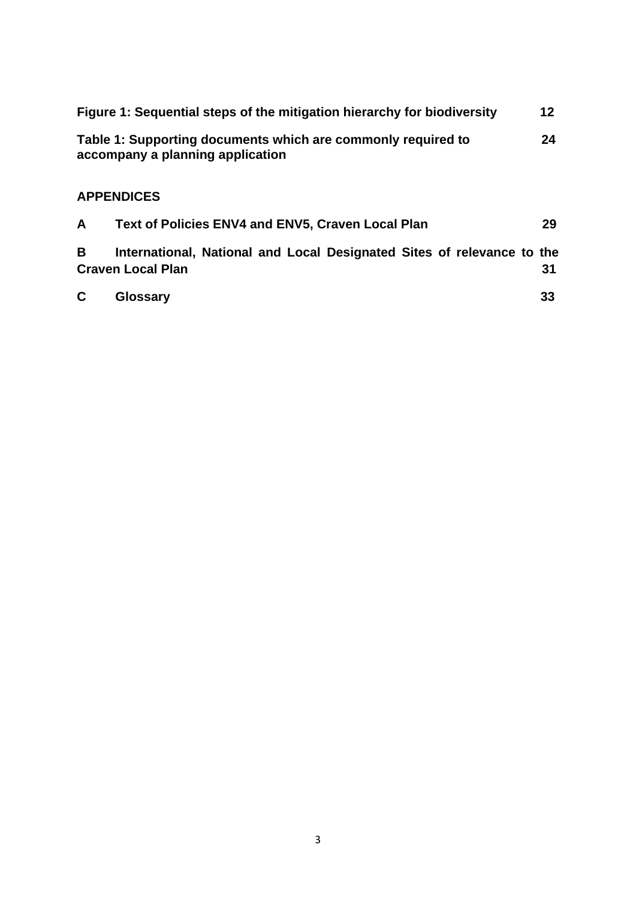**Figure 1: Sequential steps of the mitigation hierarchy for biodiversity 12**

**Table 1: Supporting documents which are commonly required to accompany a planning application 24**

**APPENDICES**

**A Text of Policies ENV4 and ENV5, Craven Local Plan 29**

**B International, National and Local Designated Sites of relevance to the Craven Local Plan 31**

**C Glossary 33**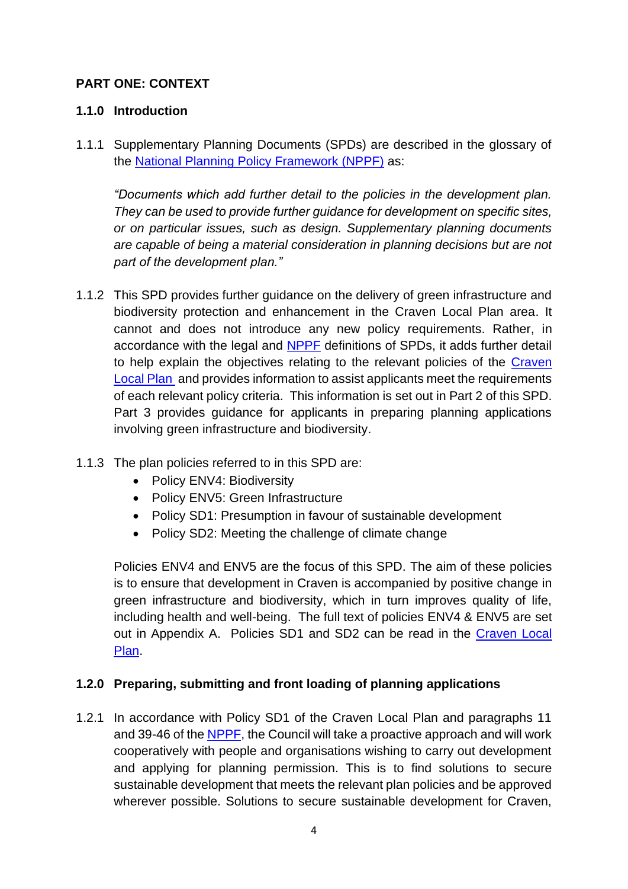## PART ONE: CONTEXT

### 1.1.0 Introduction

1.1.1 Supplementary Planning Documents (SPDs) are described in the glossary of the National Planning Policy Framework (NPPF) as:

*"Documents which add further detail to the policies in the development plan. They can be used to provide further guidance for development on specific sites, or on particular issues, such as design. Supplementary planning documents are capable of being a material consideration in planning decisions but are not part of the development plan."*

1.1.2 This SPD provides further guidance on the delivery of green infrastructure and biodiversity protection and enhancement in the Craven Local Plan area. It cannot and does not introduce any new policy requirements. Rather, in accordance with the legal and NPPF definitions of SPDs, it adds further detail to help explain the objectives relating to the relevant policies of the Craven Local Plan and provides information to assist applicants meet the requirements of each relevant policy criteria. This information is set out in Part 2 of this SPD. Part 3 provides guidance for applicants in preparing planning applications involving green infrastructure and biodiversity.

1.1.3 The plan policies referred to in this SPD are:

- Policy ENV4: Biodiversity
- Policy ENV5: Green Infrastructure
- Policy SD1: Presumption in favour of sustainable development
- Policy SD2: Meeting the challenge of climate change

Policies ENV4 and ENV5 are the focus of this SPD. The aim of these policies is to ensure that development in Craven is accompanied by positive change in green infrastructure and biodiversity, which in turn improves quality of life, including health and well-being. The full text of policies ENV4 & ENV5 are set out in Appendix A. Policies SD1 and SD2 can be read in the Craven Local Plan.

### 1.2.0 Preparing, submitting and front loading of planning applications

1.2.1 In accordance with Policy SD1 of the Craven Local Plan and paragraphs 11 and 39-46 of the NPPF, the Council will take a proactive approach and will work cooperatively with people and organisations wishing to carry out development and applying for planning permission. This is to find solutions to secure sustainable development that meets the relevant plan policies and be approved wherever possible. Solutions to secure sustainable development for Craven,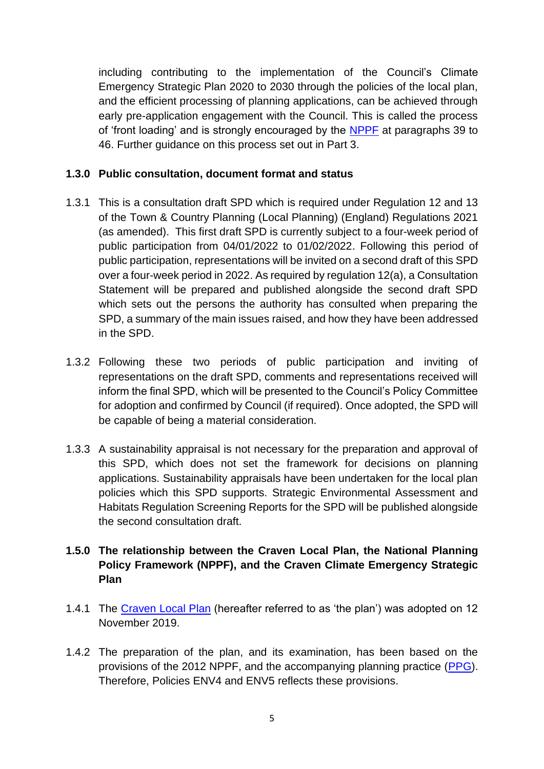including contributing to the implementation of the Council's Climate Emergency Strategic Plan 2020 to 2030 through the policies of the local plan, and the efficient processing of planning applications, can be achieved through early pre-application engagement with the Council. This is called the process of 'front loading' and is strongly encouraged by the [NPPF](NPPF) at paragraphs 39 to 46. Further guidance on this process set out in Part 3.

### 1.3.0 Public consultation, document format and status

1.3.1 This is a consultation draft SPD which is required under Regulation 12 and 13 of the Town & Country Planning (Local Planning) (England) Regulations 2021 (as amended). This first draft SPD is currently subject to a four-week period of public participation from 04/01/2022 to 01/02/2022. Following this period of public participation, representations will be invited on a second draft of this SPD over a four-week period in 2022. As required by regulation 12(a), a Consultation Statement will be prepared and published alongside the second draft SPD which sets out the persons the authority has consulted when preparing the SPD, a summary of the main issues raised, and how they have been addressed in the SPD.

1.3.2 Following these two periods of public participation and inviting of representations on the draft SPD, comments and representations received will inform the final SPD, which will be presented to the Council's Policy Committee for adoption and confirmed by Council (if required). Once adopted, the SPD will be capable of being a material consideration.

1.3.3 A sustainability appraisal is not necessary for the preparation and approval of this SPD, which does not set the framework for decisions on planning applications. Sustainability appraisals have been undertaken for the local plan policies which this SPD supports. Strategic Environmental Assessment and Habitats Regulation Screening Reports for the SPD will be published alongside the second consultation draft.

### 1.5.0 The relationship between the Craven Local Plan, the National Planning Policy Framework (NPPF), and the Craven Climate Emergency Strategic Plan

1.4.1 The Craven Local Plan (hereafter referred to as 'the plan') was adopted on 12 November 2019.

1.4.2 The preparation of the plan, and its examination, has been based on the provisions of the 2012 NPPF, and the accompanying planning practice (PPG). Therefore, Policies ENV4 and ENV5 reflects these provisions.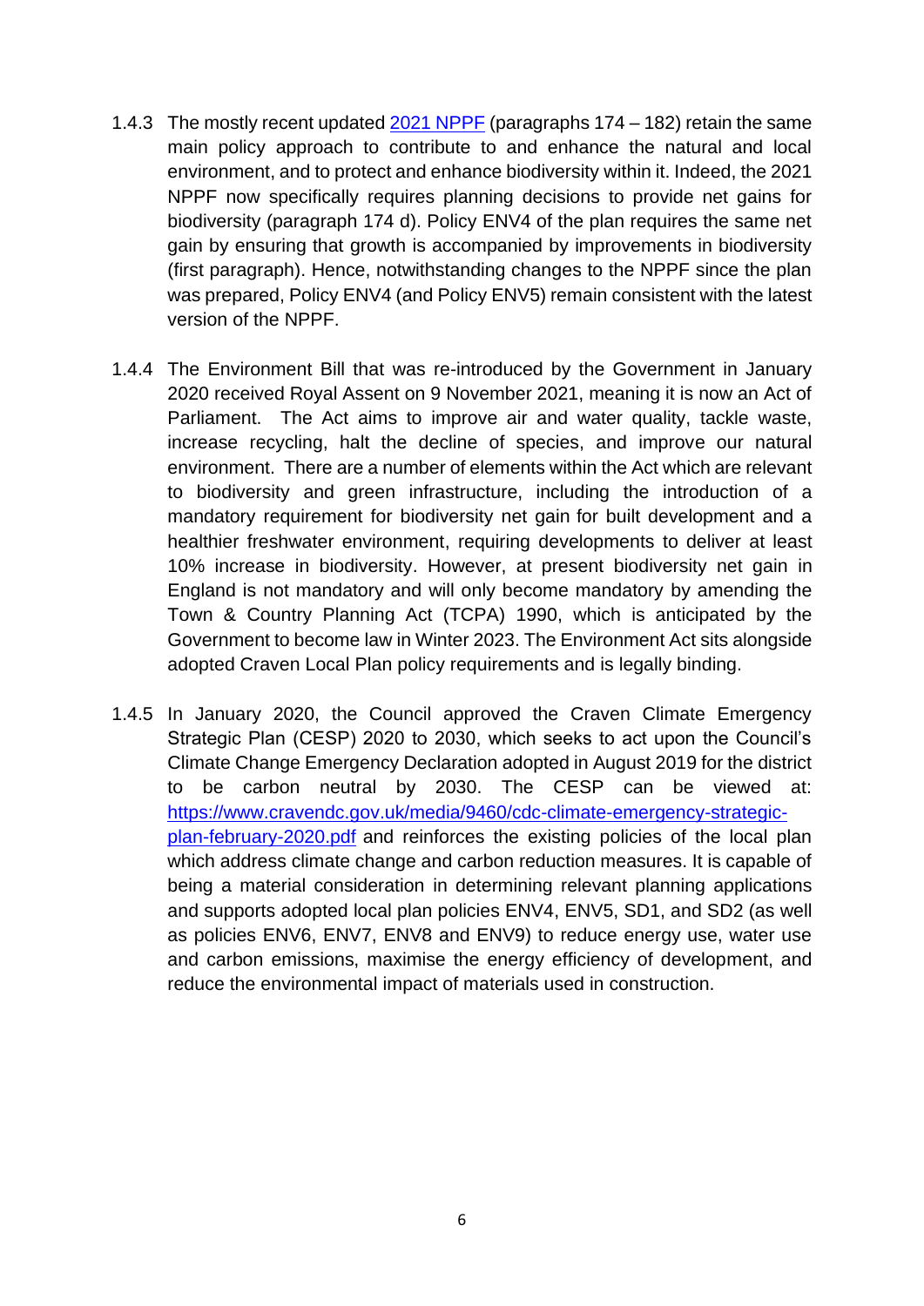1.4.3 The mostly recent updated [2021 NPPF](2021 NPPF) (paragraphs 174 – 182) retain the same main policy approach to contribute to and enhance the natural and local environment, and to protect and enhance biodiversity within it. Indeed, the 2021 NPPF now specifically requires planning decisions to provide net gains for biodiversity (paragraph 174 d). Policy ENV4 of the plan requires the same net gain by ensuring that growth is accompanied by improvements in biodiversity (first paragraph). Hence, notwithstanding changes to the NPPF since the plan was prepared, Policy ENV4 (and Policy ENV5) remain consistent with the latest version of the NPPF.

1.4.4 The Environment Bill that was re-introduced by the Government in January 2020 received Royal Assent on 9 November 2021, meaning it is now an Act of Parliament. The Act aims to improve air and water quality, tackle waste, increase recycling, halt the decline of species, and improve our natural environment. There are a number of elements within the Act which are relevant to biodiversity and green infrastructure, including the introduction of a mandatory requirement for biodiversity net gain for built development and a healthier freshwater environment, requiring developments to deliver at least 10% increase in biodiversity. However, at present biodiversity net gain in England is not mandatory and will only become mandatory by amending the Town & Country Planning Act (TCPA) 1990, which is anticipated by the Government to become law in Winter 2023. The Environment Act sits alongside adopted Craven Local Plan policy requirements and is legally binding.

1.4.5 In January 2020, the Council approved the Craven Climate Emergency Strategic Plan (CESP) 2020 to 2030, which seeks to act upon the Council's Climate Change Emergency Declaration adopted in August 2019 for the district to be carbon neutral by 2030. The CESP can be viewed at: https://www.cravendc.gov.uk/media/9460/cdc-climate-emergency-strategic-plan-february-2020.pdf and reinforces the existing policies of the local plan which address climate change and carbon reduction measures. It is capable of being a material consideration in determining relevant planning applications and supports adopted local plan policies ENV4, ENV5, SD1, and SD2 (as well as policies ENV6, ENV7, ENV8 and ENV9) to reduce energy use, water use and carbon emissions, maximise the energy efficiency of development, and reduce the environmental impact of materials used in construction.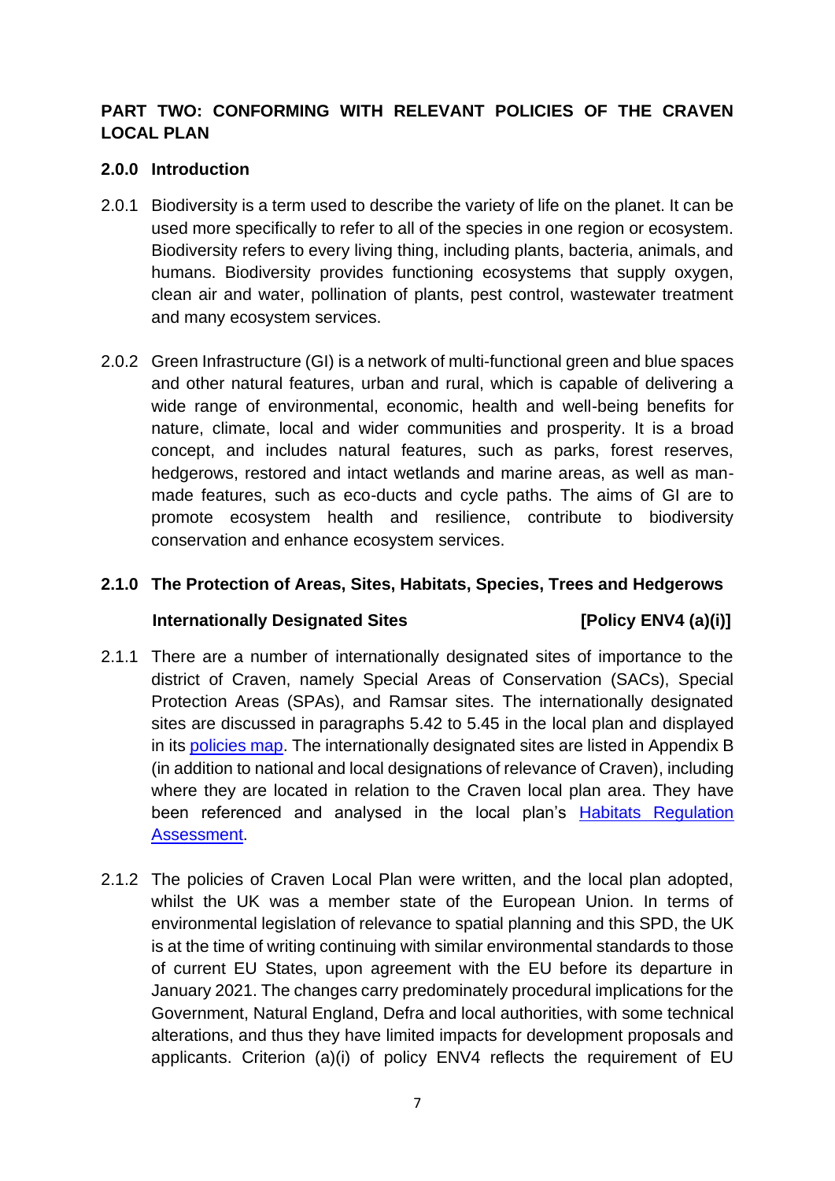## PART TWO: CONFORMING WITH RELEVANT POLICIES OF THE CRAVEN LOCAL PLAN

### 2.0.0 Introduction

2.0.1 Biodiversity is a term used to describe the variety of life on the planet. It can be used more specifically to refer to all of the species in one region or ecosystem. Biodiversity refers to every living thing, including plants, bacteria, animals, and humans. Biodiversity provides functioning ecosystems that supply oxygen, clean air and water, pollination of plants, pest control, wastewater treatment and many ecosystem services.

2.0.2 Green Infrastructure (GI) is a network of multi-functional green and blue spaces and other natural features, urban and rural, which is capable of delivering a wide range of environmental, economic, health and well-being benefits for nature, climate, local and wider communities and prosperity. It is a broad concept, and includes natural features, such as parks, forest reserves, hedgerows, restored and intact wetlands and marine areas, as well as man-made features, such as eco-ducts and cycle paths. The aims of GI are to promote ecosystem health and resilience, contribute to biodiversity conservation and enhance ecosystem services.

### 2.1.0 The Protection of Areas, Sites, Habitats, Species, Trees and Hedgerows

**Internationally Designated Sites** **[Policy ENV4 (a)(i)]**

2.1.1 There are a number of internationally designated sites of importance to the district of Craven, namely Special Areas of Conservation (SACs), Special Protection Areas (SPAs), and Ramsar sites. The internationally designated sites are discussed in paragraphs 5.42 to 5.45 in the local plan and displayed in its policies map. The internationally designated sites are listed in Appendix B (in addition to national and local designations of relevance of Craven), including where they are located in relation to the Craven local plan area. They have been referenced and analysed in the local plan's Habitats Regulation Assessment.

2.1.2 The policies of Craven Local Plan were written, and the local plan adopted, whilst the UK was a member state of the European Union. In terms of environmental legislation of relevance to spatial planning and this SPD, the UK is at the time of writing continuing with similar environmental standards to those of current EU States, upon agreement with the EU before its departure in January 2021. The changes carry predominately procedural implications for the Government, Natural England, Defra and local authorities, with some technical alterations, and thus they have limited impacts for development proposals and applicants. Criterion (a)(i) of policy ENV4 reflects the requirement of EU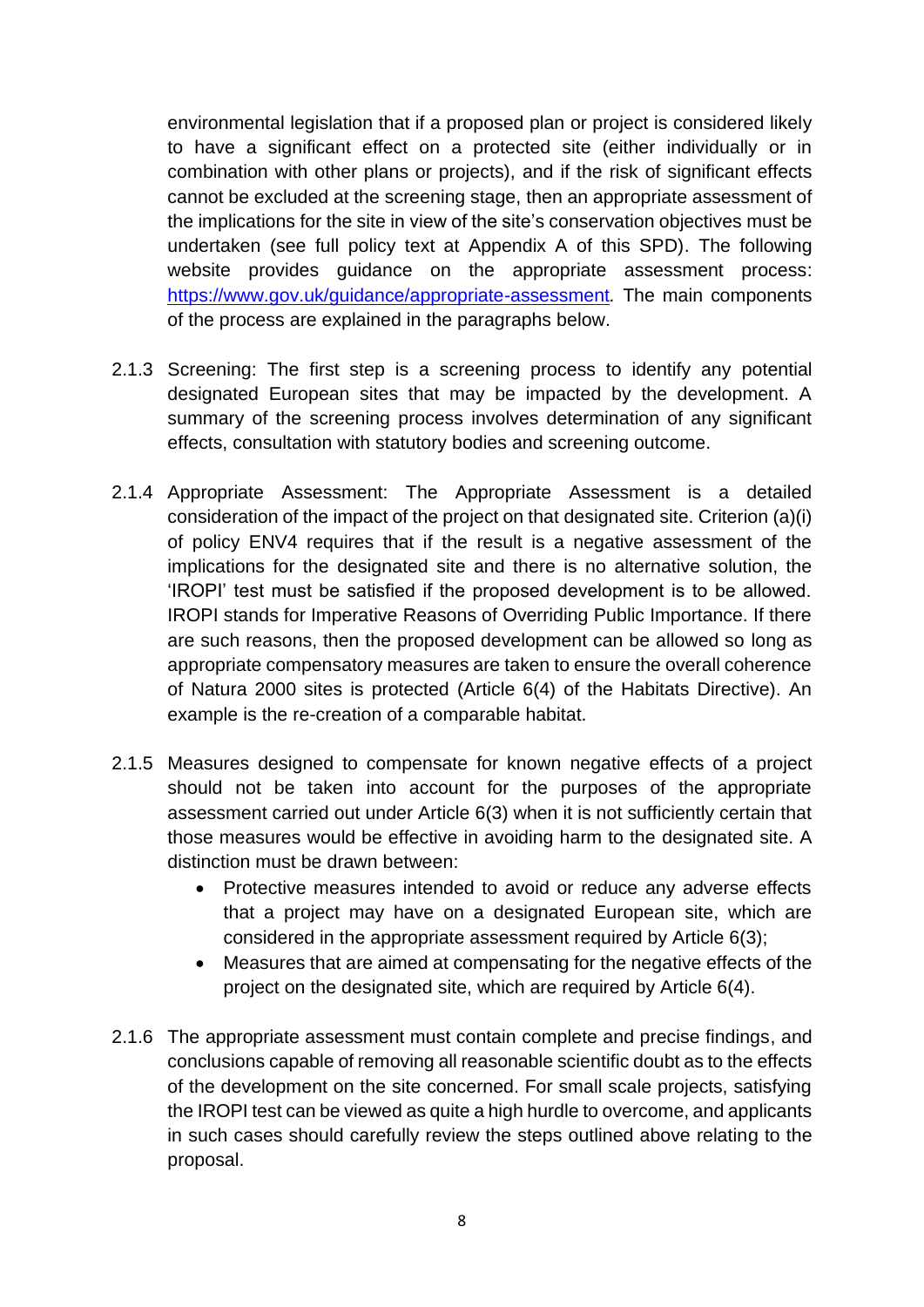environmental legislation that if a proposed plan or project is considered likely to have a significant effect on a protected site (either individually or in combination with other plans or projects), and if the risk of significant effects cannot be excluded at the screening stage, then an appropriate assessment of the implications for the site in view of the site's conservation objectives must be undertaken (see full policy text at Appendix A of this SPD). The following website provides guidance on the appropriate assessment process: [https://www.gov.uk/guidance/appropriate-assessment](https://www.gov.uk/guidance/appropriate-assessment). The main components of the process are explained in the paragraphs below.

2.1.3 Screening: The first step is a screening process to identify any potential designated European sites that may be impacted by the development. A summary of the screening process involves determination of any significant effects, consultation with statutory bodies and screening outcome.

2.1.4 Appropriate Assessment: The Appropriate Assessment is a detailed consideration of the impact of the project on that designated site. Criterion (a)(i) of policy ENV4 requires that if the result is a negative assessment of the implications for the designated site and there is no alternative solution, the 'IROPI' test must be satisfied if the proposed development is to be allowed. IROPI stands for Imperative Reasons of Overriding Public Importance. If there are such reasons, then the proposed development can be allowed so long as appropriate compensatory measures are taken to ensure the overall coherence of Natura 2000 sites is protected (Article 6(4) of the Habitats Directive). An example is the re-creation of a comparable habitat.

2.1.5 Measures designed to compensate for known negative effects of a project should not be taken into account for the purposes of the appropriate assessment carried out under Article 6(3) when it is not sufficiently certain that those measures would be effective in avoiding harm to the designated site. A distinction must be drawn between:

- Protective measures intended to avoid or reduce any adverse effects that a project may have on a designated European site, which are considered in the appropriate assessment required by Article 6(3);
- Measures that are aimed at compensating for the negative effects of the project on the designated site, which are required by Article 6(4).

2.1.6 The appropriate assessment must contain complete and precise findings, and conclusions capable of removing all reasonable scientific doubt as to the effects of the development on the site concerned. For small scale projects, satisfying the IROPI test can be viewed as quite a high hurdle to overcome, and applicants in such cases should carefully review the steps outlined above relating to the proposal.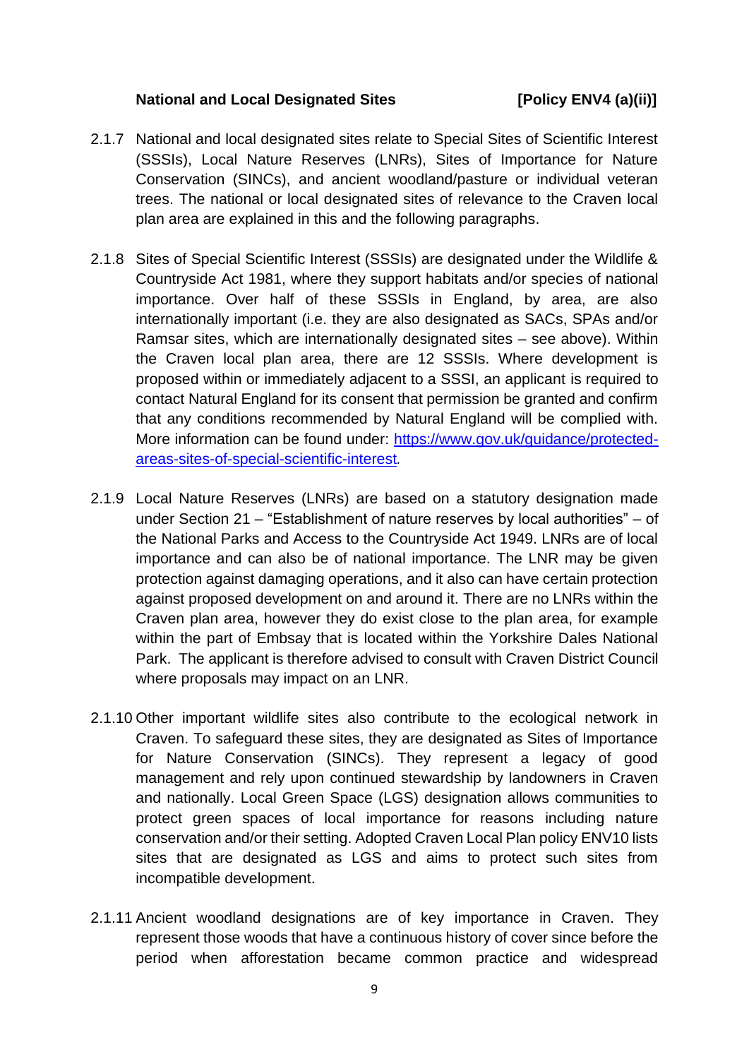**National and Local Designated Sites [Policy ENV4 (a)(ii)]**

2.1.7 National and local designated sites relate to Special Sites of Scientific Interest (SSSIs), Local Nature Reserves (LNRs), Sites of Importance for Nature Conservation (SINCs), and ancient woodland/pasture or individual veteran trees. The national or local designated sites of relevance to the Craven local plan area are explained in this and the following paragraphs.

2.1.8 Sites of Special Scientific Interest (SSSIs) are designated under the Wildlife & Countryside Act 1981, where they support habitats and/or species of national importance. Over half of these SSSIs in England, by area, are also internationally important (i.e. they are also designated as SACs, SPAs and/or Ramsar sites, which are internationally designated sites – see above). Within the Craven local plan area, there are 12 SSSIs. Where development is proposed within or immediately adjacent to a SSSI, an applicant is required to contact Natural England for its consent that permission be granted and confirm that any conditions recommended by Natural England will be complied with. More information can be found under: [https://www.gov.uk/guidance/protected-areas-sites-of-special-scientific-interest](https://www.gov.uk/guidance/protected-areas-sites-of-special-scientific-interest).

2.1.9 Local Nature Reserves (LNRs) are based on a statutory designation made under Section 21 – "Establishment of nature reserves by local authorities" – of the National Parks and Access to the Countryside Act 1949. LNRs are of local importance and can also be of national importance. The LNR may be given protection against damaging operations, and it also can have certain protection against proposed development on and around it. There are no LNRs within the Craven plan area, however they do exist close to the plan area, for example within the part of Embsay that is located within the Yorkshire Dales National Park. The applicant is therefore advised to consult with Craven District Council where proposals may impact on an LNR.

2.1.10 Other important wildlife sites also contribute to the ecological network in Craven. To safeguard these sites, they are designated as Sites of Importance for Nature Conservation (SINCs). They represent a legacy of good management and rely upon continued stewardship by landowners in Craven and nationally. Local Green Space (LGS) designation allows communities to protect green spaces of local importance for reasons including nature conservation and/or their setting. Adopted Craven Local Plan policy ENV10 lists sites that are designated as LGS and aims to protect such sites from incompatible development.

2.1.11 Ancient woodland designations are of key importance in Craven. They represent those woods that have a continuous history of cover since before the period when afforestation became common practice and widespread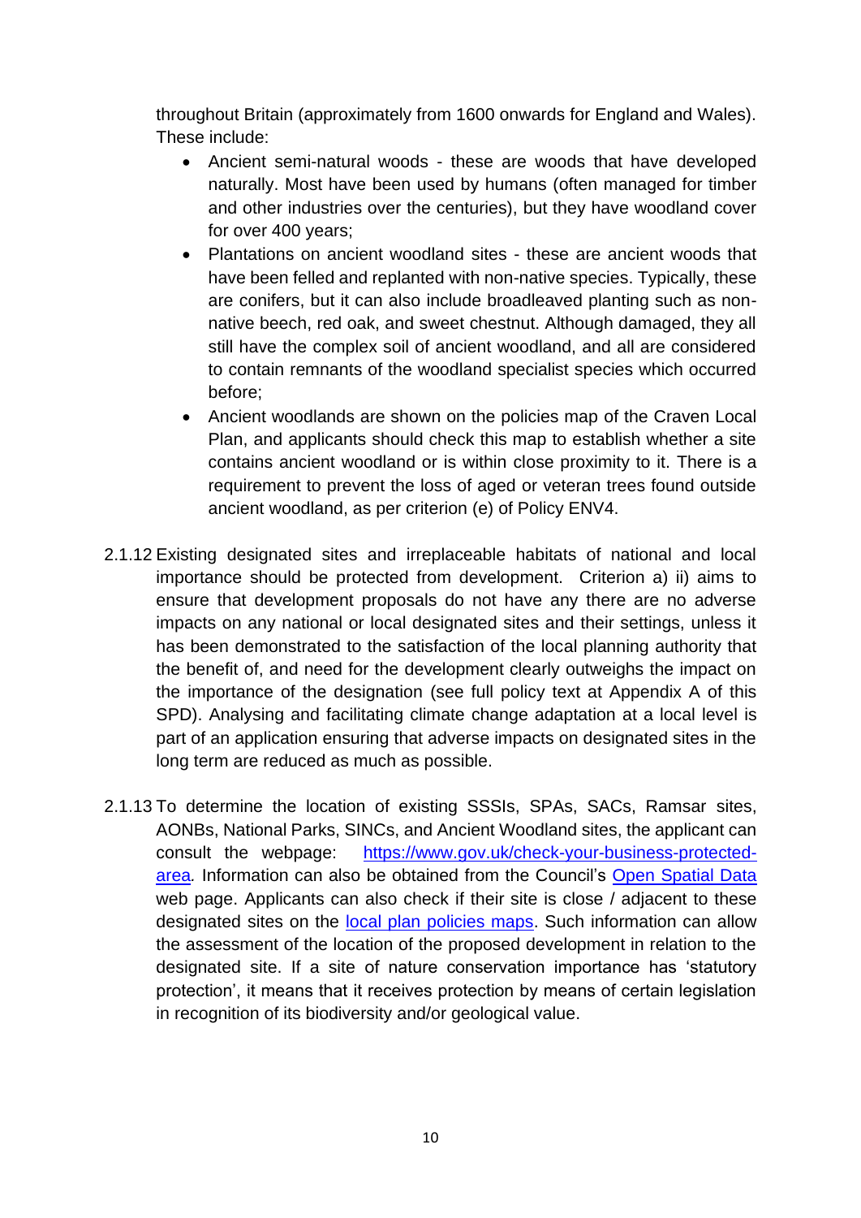throughout Britain (approximately from 1600 onwards for England and Wales). These include:

- Ancient semi-natural woods - these are woods that have developed naturally. Most have been used by humans (often managed for timber and other industries over the centuries), but they have woodland cover for over 400 years;
- Plantations on ancient woodland sites - these are ancient woods that have been felled and replanted with non-native species. Typically, these are conifers, but it can also include broadleaved planting such as non-native beech, red oak, and sweet chestnut. Although damaged, they all still have the complex soil of ancient woodland, and all are considered to contain remnants of the woodland specialist species which occurred before;
- Ancient woodlands are shown on the policies map of the Craven Local Plan, and applicants should check this map to establish whether a site contains ancient woodland or is within close proximity to it. There is a requirement to prevent the loss of aged or veteran trees found outside ancient woodland, as per criterion (e) of Policy ENV4.

2.1.12 Existing designated sites and irreplaceable habitats of national and local importance should be protected from development. Criterion a) ii) aims to ensure that development proposals do not have any there are no adverse impacts on any national or local designated sites and their settings, unless it has been demonstrated to the satisfaction of the local planning authority that the benefit of, and need for the development clearly outweighs the impact on the importance of the designation (see full policy text at Appendix A of this SPD). Analysing and facilitating climate change adaptation at a local level is part of an application ensuring that adverse impacts on designated sites in the long term are reduced as much as possible.

2.1.13 To determine the location of existing SSSIs, SPAs, SACs, Ramsar sites, AONBs, National Parks, SINCs, and Ancient Woodland sites, the applicant can consult the webpage: [https://www.gov.uk/check-your-business-protected-area](https://www.gov.uk/check-your-business-protected-area)*.* Information can also be obtained from the Council's [Open Spatial Data]() web page. Applicants can also check if their site is close / adjacent to these designated sites on the [local plan policies maps](). Such information can allow the assessment of the location of the proposed development in relation to the designated site. If a site of nature conservation importance has 'statutory protection', it means that it receives protection by means of certain legislation in recognition of its biodiversity and/or geological value.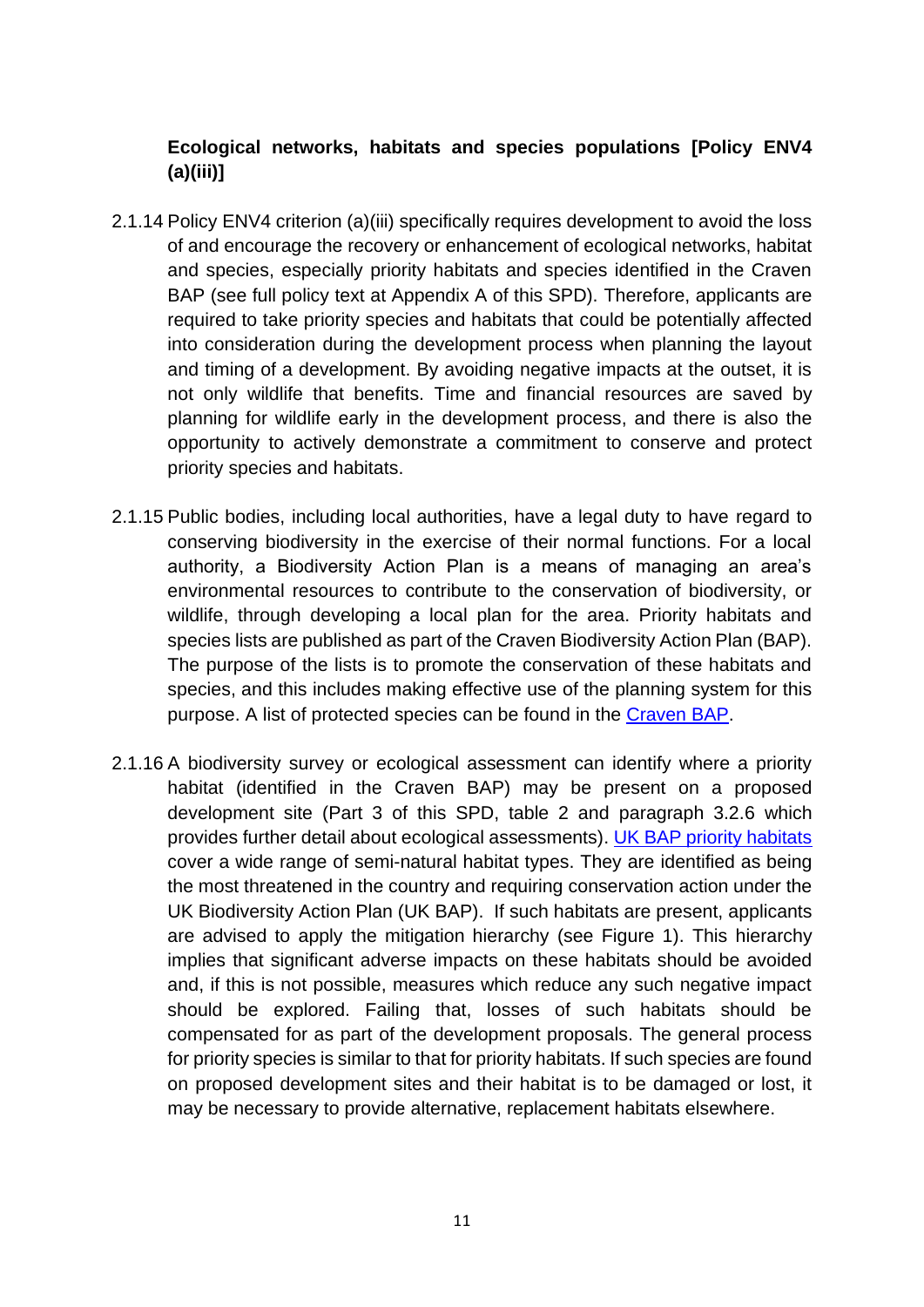**Ecological networks, habitats and species populations [Policy ENV4 (a)(iii)]**

2.1.14 Policy ENV4 criterion (a)(iii) specifically requires development to avoid the loss of and encourage the recovery or enhancement of ecological networks, habitat and species, especially priority habitats and species identified in the Craven BAP (see full policy text at Appendix A of this SPD). Therefore, applicants are required to take priority species and habitats that could be potentially affected into consideration during the development process when planning the layout and timing of a development. By avoiding negative impacts at the outset, it is not only wildlife that benefits. Time and financial resources are saved by planning for wildlife early in the development process, and there is also the opportunity to actively demonstrate a commitment to conserve and protect priority species and habitats.

2.1.15 Public bodies, including local authorities, have a legal duty to have regard to conserving biodiversity in the exercise of their normal functions. For a local authority, a Biodiversity Action Plan is a means of managing an area's environmental resources to contribute to the conservation of biodiversity, or wildlife, through developing a local plan for the area. Priority habitats and species lists are published as part of the Craven Biodiversity Action Plan (BAP). The purpose of the lists is to promote the conservation of these habitats and species, and this includes making effective use of the planning system for this purpose. A list of protected species can be found in the Craven BAP.

2.1.16 A biodiversity survey or ecological assessment can identify where a priority habitat (identified in the Craven BAP) may be present on a proposed development site (Part 3 of this SPD, table 2 and paragraph 3.2.6 which provides further detail about ecological assessments). UK BAP priority habitats cover a wide range of semi-natural habitat types. They are identified as being the most threatened in the country and requiring conservation action under the UK Biodiversity Action Plan (UK BAP). If such habitats are present, applicants are advised to apply the mitigation hierarchy (see Figure 1). This hierarchy implies that significant adverse impacts on these habitats should be avoided and, if this is not possible, measures which reduce any such negative impact should be explored. Failing that, losses of such habitats should be compensated for as part of the development proposals. The general process for priority species is similar to that for priority habitats. If such species are found on proposed development sites and their habitat is to be damaged or lost, it may be necessary to provide alternative, replacement habitats elsewhere.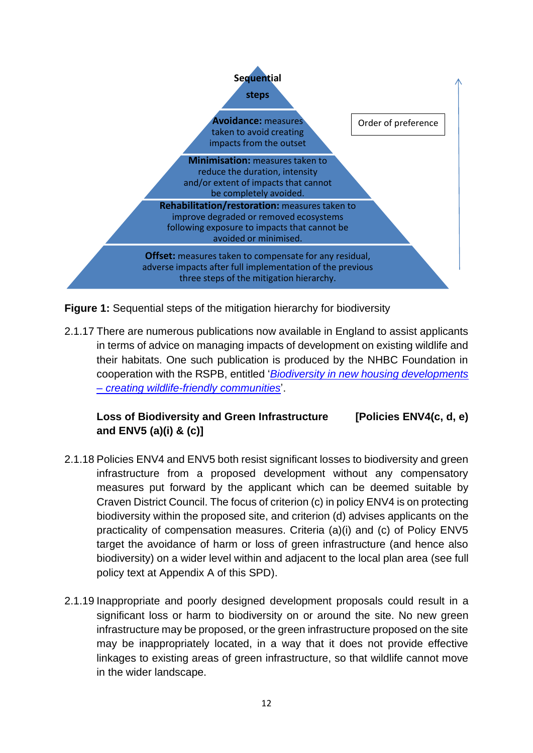**Sequential steps**

**Avoidance:** measures taken to avoid creating impacts from the outset

**Minimisation:** measures taken to reduce the duration, intensity and/or extent of impacts that cannot be completely avoided.

**Rehabilitation/restoration:** measures taken to improve degraded or removed ecosystems following exposure to impacts that cannot be avoided or minimised.

**Offset:** measures taken to compensate for any residual, adverse impacts after full implementation of the previous three steps of the mitigation hierarchy.

Order of preference

**Figure 1:** Sequential steps of the mitigation hierarchy for biodiversity

2.1.17 There are numerous publications now available in England to assist applicants in terms of advice on managing impacts of development on existing wildlife and their habitats. One such publication is produced by the NHBC Foundation in cooperation with the RSPB, entitled '*Biodiversity in new housing developments – creating wildlife-friendly communities*'.

**Loss of Biodiversity and Green Infrastructure [Policies ENV4(c, d, e) and ENV5 (a)(i) & (c)]**

2.1.18 Policies ENV4 and ENV5 both resist significant losses to biodiversity and green infrastructure from a proposed development without any compensatory measures put forward by the applicant which can be deemed suitable by Craven District Council. The focus of criterion (c) in policy ENV4 is on protecting biodiversity within the proposed site, and criterion (d) advises applicants on the practicality of compensation measures. Criteria (a)(i) and (c) of Policy ENV5 target the avoidance of harm or loss of green infrastructure (and hence also biodiversity) on a wider level within and adjacent to the local plan area (see full policy text at Appendix A of this SPD).

2.1.19 Inappropriate and poorly designed development proposals could result in a significant loss or harm to biodiversity on or around the site. No new green infrastructure may be proposed, or the green infrastructure proposed on the site may be inappropriately located, in a way that it does not provide effective linkages to existing areas of green infrastructure, so that wildlife cannot move in the wider landscape.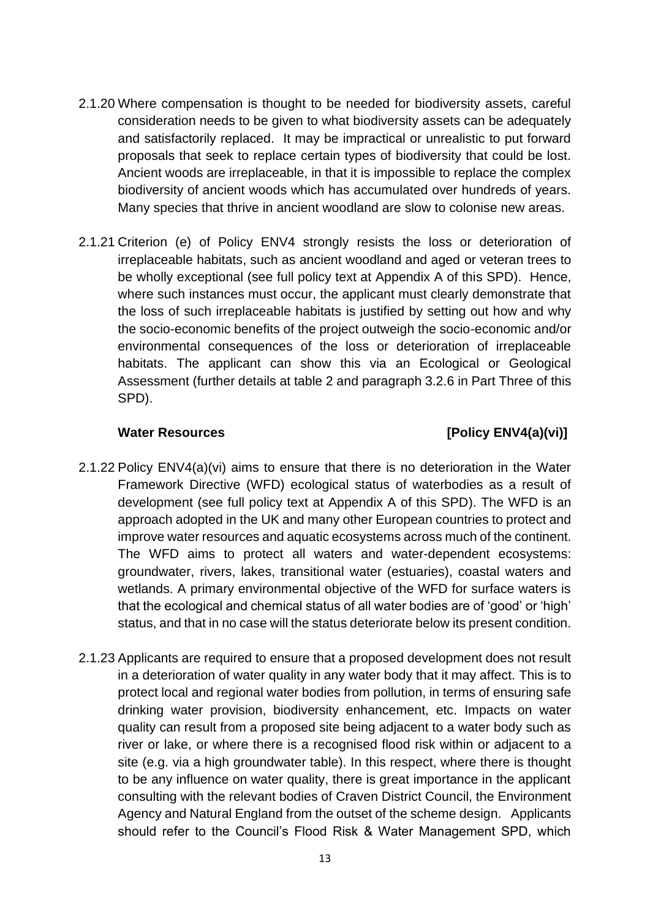2.1.20 Where compensation is thought to be needed for biodiversity assets, careful consideration needs to be given to what biodiversity assets can be adequately and satisfactorily replaced. It may be impractical or unrealistic to put forward proposals that seek to replace certain types of biodiversity that could be lost. Ancient woods are irreplaceable, in that it is impossible to replace the complex biodiversity of ancient woods which has accumulated over hundreds of years. Many species that thrive in ancient woodland are slow to colonise new areas.

2.1.21 Criterion (e) of Policy ENV4 strongly resists the loss or deterioration of irreplaceable habitats, such as ancient woodland and aged or veteran trees to be wholly exceptional (see full policy text at Appendix A of this SPD). Hence, where such instances must occur, the applicant must clearly demonstrate that the loss of such irreplaceable habitats is justified by setting out how and why the socio-economic benefits of the project outweigh the socio-economic and/or environmental consequences of the loss or deterioration of irreplaceable habitats. The applicant can show this via an Ecological or Geological Assessment (further details at table 2 and paragraph 3.2.6 in Part Three of this SPD).

**Water Resources [Policy ENV4(a)(vi)]**

2.1.22 Policy ENV4(a)(vi) aims to ensure that there is no deterioration in the Water Framework Directive (WFD) ecological status of waterbodies as a result of development (see full policy text at Appendix A of this SPD). The WFD is an approach adopted in the UK and many other European countries to protect and improve water resources and aquatic ecosystems across much of the continent. The WFD aims to protect all waters and water-dependent ecosystems: groundwater, rivers, lakes, transitional water (estuaries), coastal waters and wetlands. A primary environmental objective of the WFD for surface waters is that the ecological and chemical status of all water bodies are of 'good' or 'high' status, and that in no case will the status deteriorate below its present condition.

2.1.23 Applicants are required to ensure that a proposed development does not result in a deterioration of water quality in any water body that it may affect. This is to protect local and regional water bodies from pollution, in terms of ensuring safe drinking water provision, biodiversity enhancement, etc. Impacts on water quality can result from a proposed site being adjacent to a water body such as river or lake, or where there is a recognised flood risk within or adjacent to a site (e.g. via a high groundwater table). In this respect, where there is thought to be any influence on water quality, there is great importance in the applicant consulting with the relevant bodies of Craven District Council, the Environment Agency and Natural England from the outset of the scheme design. Applicants should refer to the Council's Flood Risk & Water Management SPD, which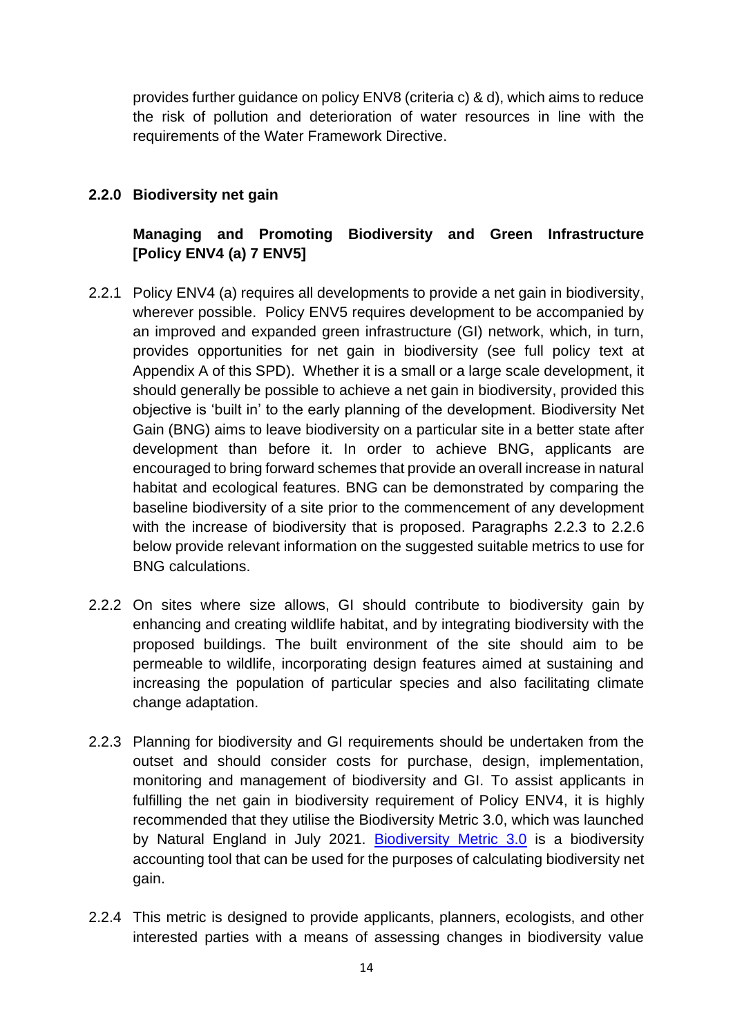provides further guidance on policy ENV8 (criteria c) & d), which aims to reduce the risk of pollution and deterioration of water resources in line with the requirements of the Water Framework Directive.

## 2.2.0 Biodiversity net gain

### Managing and Promoting Biodiversity and Green Infrastructure [Policy ENV4 (a) 7 ENV5]

2.2.1 Policy ENV4 (a) requires all developments to provide a net gain in biodiversity, wherever possible. Policy ENV5 requires development to be accompanied by an improved and expanded green infrastructure (GI) network, which, in turn, provides opportunities for net gain in biodiversity (see full policy text at Appendix A of this SPD). Whether it is a small or a large scale development, it should generally be possible to achieve a net gain in biodiversity, provided this objective is 'built in' to the early planning of the development. Biodiversity Net Gain (BNG) aims to leave biodiversity on a particular site in a better state after development than before it. In order to achieve BNG, applicants are encouraged to bring forward schemes that provide an overall increase in natural habitat and ecological features. BNG can be demonstrated by comparing the baseline biodiversity of a site prior to the commencement of any development with the increase of biodiversity that is proposed. Paragraphs 2.2.3 to 2.2.6 below provide relevant information on the suggested suitable metrics to use for BNG calculations.

2.2.2 On sites where size allows, GI should contribute to biodiversity gain by enhancing and creating wildlife habitat, and by integrating biodiversity with the proposed buildings. The built environment of the site should aim to be permeable to wildlife, incorporating design features aimed at sustaining and increasing the population of particular species and also facilitating climate change adaptation.

2.2.3 Planning for biodiversity and GI requirements should be undertaken from the outset and should consider costs for purchase, design, implementation, monitoring and management of biodiversity and GI. To assist applicants in fulfilling the net gain in biodiversity requirement of Policy ENV4, it is highly recommended that they utilise the Biodiversity Metric 3.0, which was launched by Natural England in July 2021. Biodiversity Metric 3.0 is a biodiversity accounting tool that can be used for the purposes of calculating biodiversity net gain.

2.2.4 This metric is designed to provide applicants, planners, ecologists, and other interested parties with a means of assessing changes in biodiversity value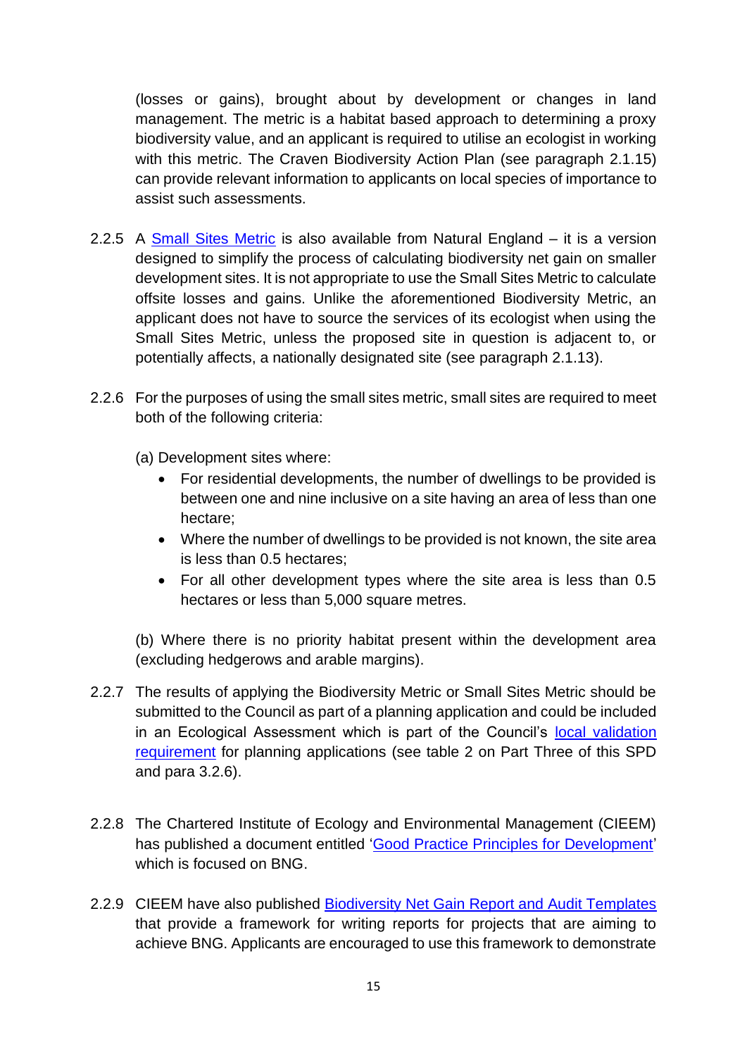(losses or gains), brought about by development or changes in land management. The metric is a habitat based approach to determining a proxy biodiversity value, and an applicant is required to utilise an ecologist in working with this metric. The Craven Biodiversity Action Plan (see paragraph 2.1.15) can provide relevant information to applicants on local species of importance to assist such assessments.

2.2.5 A Small Sites Metric is also available from Natural England – it is a version designed to simplify the process of calculating biodiversity net gain on smaller development sites. It is not appropriate to use the Small Sites Metric to calculate offsite losses and gains. Unlike the aforementioned Biodiversity Metric, an applicant does not have to source the services of its ecologist when using the Small Sites Metric, unless the proposed site in question is adjacent to, or potentially affects, a nationally designated site (see paragraph 2.1.13).

2.2.6 For the purposes of using the small sites metric, small sites are required to meet both of the following criteria:

(a) Development sites where:

- For residential developments, the number of dwellings to be provided is between one and nine inclusive on a site having an area of less than one hectare;
- Where the number of dwellings to be provided is not known, the site area is less than 0.5 hectares;
- For all other development types where the site area is less than 0.5 hectares or less than 5,000 square metres.

(b) Where there is no priority habitat present within the development area (excluding hedgerows and arable margins).

2.2.7 The results of applying the Biodiversity Metric or Small Sites Metric should be submitted to the Council as part of a planning application and could be included in an Ecological Assessment which is part of the Council's local validation requirement for planning applications (see table 2 on Part Three of this SPD and para 3.2.6).

2.2.8 The Chartered Institute of Ecology and Environmental Management (CIEEM) has published a document entitled 'Good Practice Principles for Development' which is focused on BNG.

2.2.9 CIEEM have also published Biodiversity Net Gain Report and Audit Templates that provide a framework for writing reports for projects that are aiming to achieve BNG. Applicants are encouraged to use this framework to demonstrate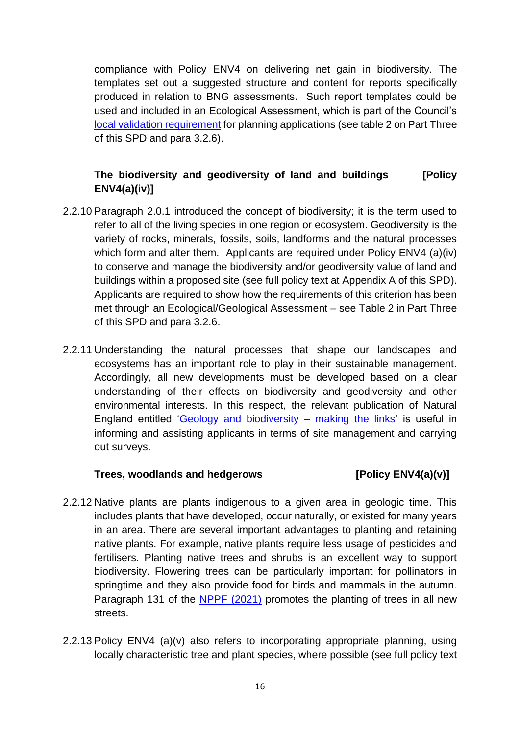compliance with Policy ENV4 on delivering net gain in biodiversity. The templates set out a suggested structure and content for reports specifically produced in relation to BNG assessments. Such report templates could be used and included in an Ecological Assessment, which is part of the Council's [local validation requirement](#) for planning applications (see table 2 on Part Three of this SPD and para 3.2.6).

### The biodiversity and geodiversity of land and buildings [Policy ENV4(a)(iv)]

2.2.10 Paragraph 2.0.1 introduced the concept of biodiversity; it is the term used to refer to all of the living species in one region or ecosystem. Geodiversity is the variety of rocks, minerals, fossils, soils, landforms and the natural processes which form and alter them. Applicants are required under Policy ENV4 (a)(iv) to conserve and manage the biodiversity and/or geodiversity value of land and buildings within a proposed site (see full policy text at Appendix A of this SPD). Applicants are required to show how the requirements of this criterion has been met through an Ecological/Geological Assessment – see Table 2 in Part Three of this SPD and para 3.2.6.

2.2.11 Understanding the natural processes that shape our landscapes and ecosystems has an important role to play in their sustainable management. Accordingly, all new developments must be developed based on a clear understanding of their effects on biodiversity and geodiversity and other environmental interests. In this respect, the relevant publication of Natural England entitled '[Geology and biodiversity – making the links](#)' is useful in informing and assisting applicants in terms of site management and carrying out surveys.

### Trees, woodlands and hedgerows [Policy ENV4(a)(v)]

2.2.12 Native plants are plants indigenous to a given area in geologic time. This includes plants that have developed, occur naturally, or existed for many years in an area. There are several important advantages to planting and retaining native plants. For example, native plants require less usage of pesticides and fertilisers. Planting native trees and shrubs is an excellent way to support biodiversity. Flowering trees can be particularly important for pollinators in springtime and they also provide food for birds and mammals in the autumn. Paragraph 131 of the [NPPF (2021)](#) promotes the planting of trees in all new streets.

2.2.13 Policy ENV4 (a)(v) also refers to incorporating appropriate planning, using locally characteristic tree and plant species, where possible (see full policy text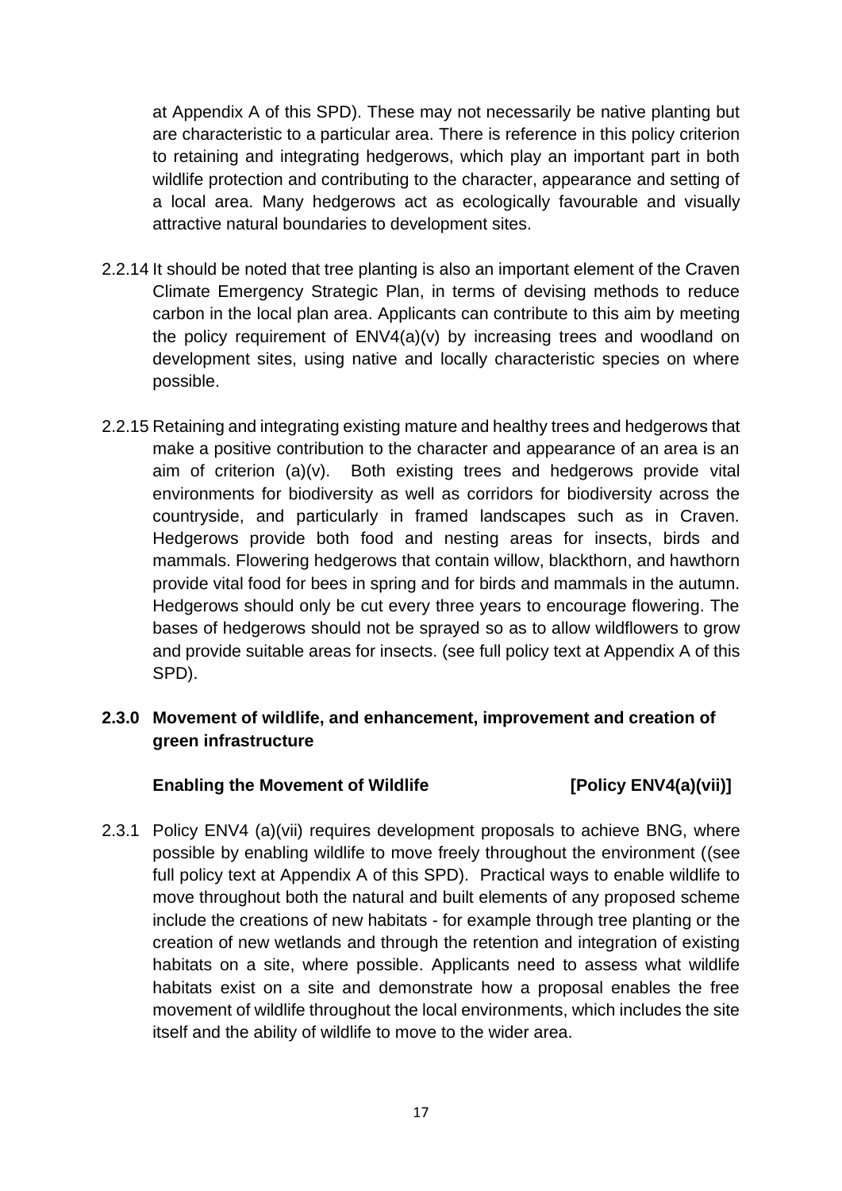at Appendix A of this SPD). These may not necessarily be native planting but are characteristic to a particular area. There is reference in this policy criterion to retaining and integrating hedgerows, which play an important part in both wildlife protection and contributing to the character, appearance and setting of a local area. Many hedgerows act as ecologically favourable and visually attractive natural boundaries to development sites.

2.2.14 It should be noted that tree planting is also an important element of the Craven Climate Emergency Strategic Plan, in terms of devising methods to reduce carbon in the local plan area. Applicants can contribute to this aim by meeting the policy requirement of ENV4(a)(v) by increasing trees and woodland on development sites, using native and locally characteristic species on where possible.

2.2.15 Retaining and integrating existing mature and healthy trees and hedgerows that make a positive contribution to the character and appearance of an area is an aim of criterion (a)(v). Both existing trees and hedgerows provide vital environments for biodiversity as well as corridors for biodiversity across the countryside, and particularly in framed landscapes such as in Craven. Hedgerows provide both food and nesting areas for insects, birds and mammals. Flowering hedgerows that contain willow, blackthorn, and hawthorn provide vital food for bees in spring and for birds and mammals in the autumn. Hedgerows should only be cut every three years to encourage flowering. The bases of hedgerows should not be sprayed so as to allow wildflowers to grow and provide suitable areas for insects. (see full policy text at Appendix A of this SPD).

## 2.3.0 Movement of wildlife, and enhancement, improvement and creation of green infrastructure

### Enabling the Movement of Wildlife [Policy ENV4(a)(vii)]

2.3.1 Policy ENV4 (a)(vii) requires development proposals to achieve BNG, where possible by enabling wildlife to move freely throughout the environment ((see full policy text at Appendix A of this SPD). Practical ways to enable wildlife to move throughout both the natural and built elements of any proposed scheme include the creations of new habitats - for example through tree planting or the creation of new wetlands and through the retention and integration of existing habitats on a site, where possible. Applicants need to assess what wildlife habitats exist on a site and demonstrate how a proposal enables the free movement of wildlife throughout the local environments, which includes the site itself and the ability of wildlife to move to the wider area.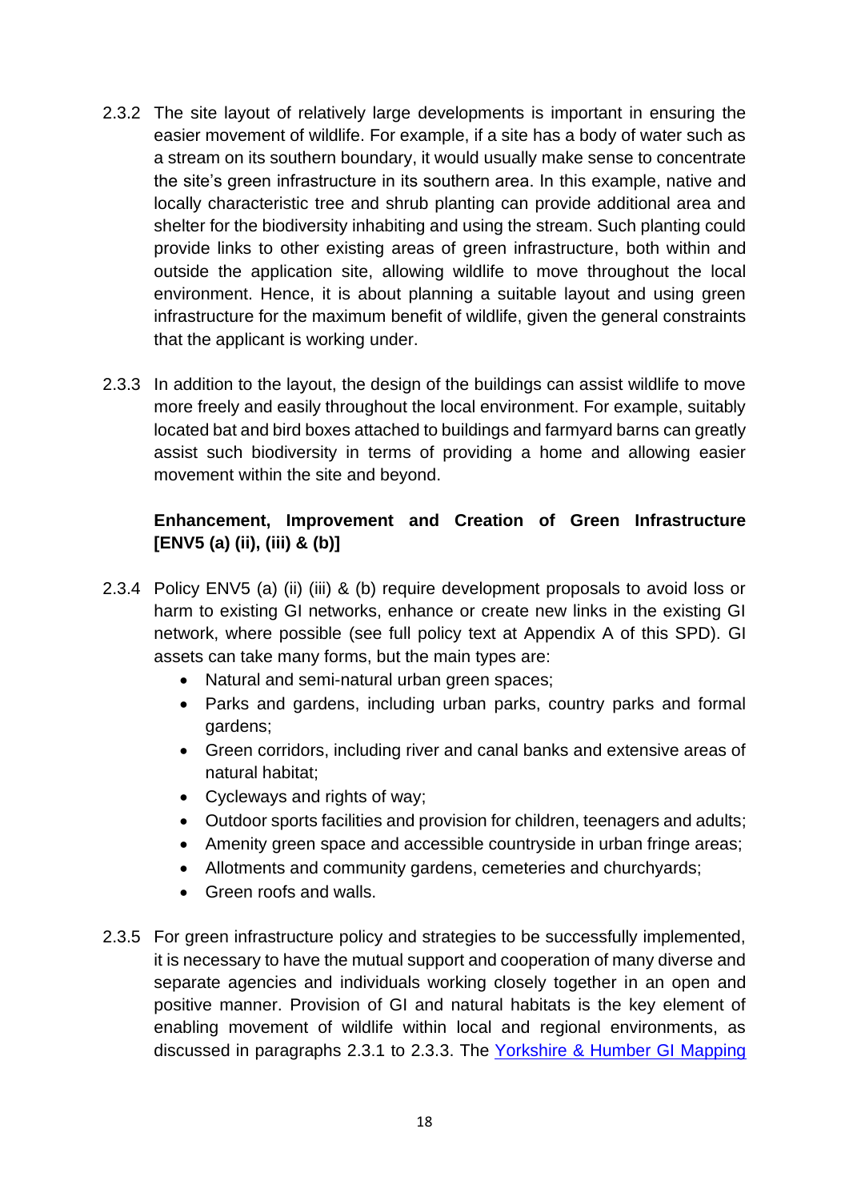2.3.2 The site layout of relatively large developments is important in ensuring the easier movement of wildlife. For example, if a site has a body of water such as a stream on its southern boundary, it would usually make sense to concentrate the site's green infrastructure in its southern area. In this example, native and locally characteristic tree and shrub planting can provide additional area and shelter for the biodiversity inhabiting and using the stream. Such planting could provide links to other existing areas of green infrastructure, both within and outside the application site, allowing wildlife to move throughout the local environment. Hence, it is about planning a suitable layout and using green infrastructure for the maximum benefit of wildlife, given the general constraints that the applicant is working under.

2.3.3 In addition to the layout, the design of the buildings can assist wildlife to move more freely and easily throughout the local environment. For example, suitably located bat and bird boxes attached to buildings and farmyard barns can greatly assist such biodiversity in terms of providing a home and allowing easier movement within the site and beyond.

**Enhancement, Improvement and Creation of Green Infrastructure [ENV5 (a) (ii), (iii) & (b)]**

2.3.4 Policy ENV5 (a) (ii) (iii) & (b) require development proposals to avoid loss or harm to existing GI networks, enhance or create new links in the existing GI network, where possible (see full policy text at Appendix A of this SPD). GI assets can take many forms, but the main types are:

- Natural and semi-natural urban green spaces;
- Parks and gardens, including urban parks, country parks and formal gardens;
- Green corridors, including river and canal banks and extensive areas of natural habitat;
- Cycleways and rights of way;
- Outdoor sports facilities and provision for children, teenagers and adults;
- Amenity green space and accessible countryside in urban fringe areas;
- Allotments and community gardens, cemeteries and churchyards;
- Green roofs and walls.

2.3.5 For green infrastructure policy and strategies to be successfully implemented, it is necessary to have the mutual support and cooperation of many diverse and separate agencies and individuals working closely together in an open and positive manner. Provision of GI and natural habitats is the key element of enabling movement of wildlife within local and regional environments, as discussed in paragraphs 2.3.1 to 2.3.3. The Yorkshire & Humber GI Mapping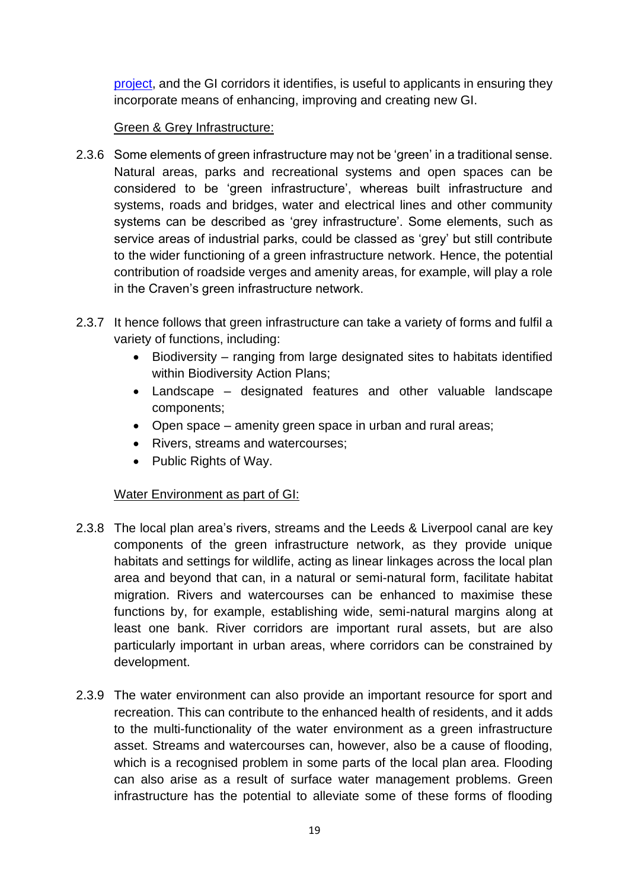project, and the GI corridors it identifies, is useful to applicants in ensuring they incorporate means of enhancing, improving and creating new GI.

<u>Green & Grey Infrastructure:</u>

2.3.6 Some elements of green infrastructure may not be 'green' in a traditional sense. Natural areas, parks and recreational systems and open spaces can be considered to be 'green infrastructure', whereas built infrastructure and systems, roads and bridges, water and electrical lines and other community systems can be described as 'grey infrastructure'. Some elements, such as service areas of industrial parks, could be classed as 'grey' but still contribute to the wider functioning of a green infrastructure network. Hence, the potential contribution of roadside verges and amenity areas, for example, will play a role in the Craven's green infrastructure network.

2.3.7 It hence follows that green infrastructure can take a variety of forms and fulfil a variety of functions, including:

- Biodiversity – ranging from large designated sites to habitats identified within Biodiversity Action Plans;
- Landscape – designated features and other valuable landscape components;
- Open space – amenity green space in urban and rural areas;
- Rivers, streams and watercourses;
- Public Rights of Way.

<u>Water Environment as part of GI:</u>

2.3.8 The local plan area's rivers, streams and the Leeds & Liverpool canal are key components of the green infrastructure network, as they provide unique habitats and settings for wildlife, acting as linear linkages across the local plan area and beyond that can, in a natural or semi-natural form, facilitate habitat migration. Rivers and watercourses can be enhanced to maximise these functions by, for example, establishing wide, semi-natural margins along at least one bank. River corridors are important rural assets, but are also particularly important in urban areas, where corridors can be constrained by development.

2.3.9 The water environment can also provide an important resource for sport and recreation. This can contribute to the enhanced health of residents, and it adds to the multi-functionality of the water environment as a green infrastructure asset. Streams and watercourses can, however, also be a cause of flooding, which is a recognised problem in some parts of the local plan area. Flooding can also arise as a result of surface water management problems. Green infrastructure has the potential to alleviate some of these forms of flooding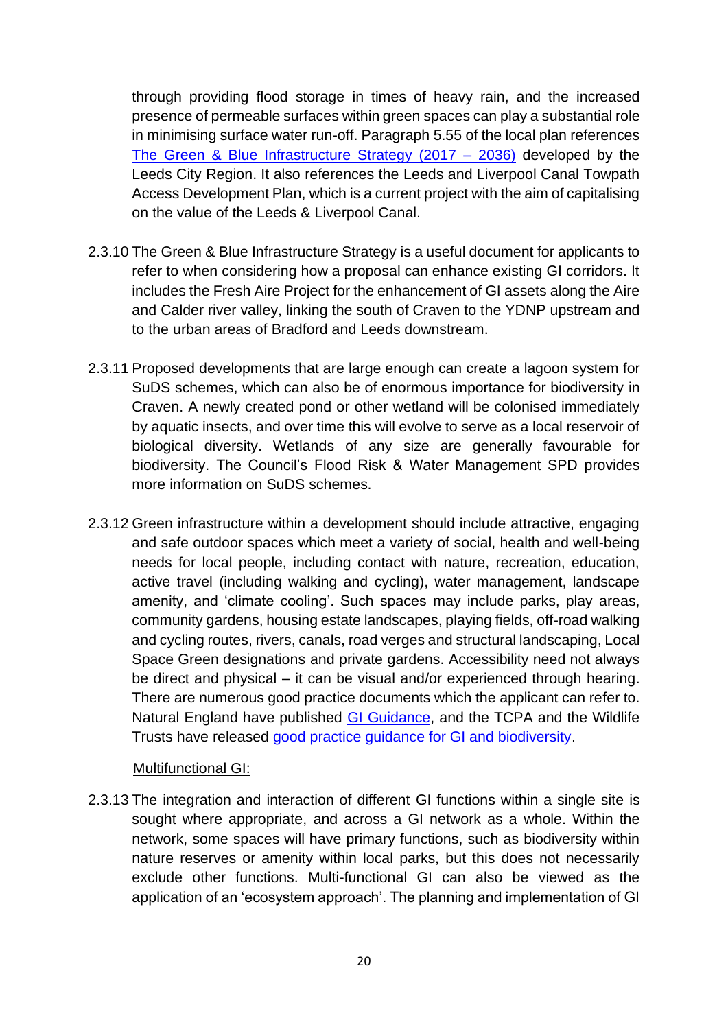through providing flood storage in times of heavy rain, and the increased presence of permeable surfaces within green spaces can play a substantial role in minimising surface water run-off. Paragraph 5.55 of the local plan references The Green & Blue Infrastructure Strategy (2017 – 2036) developed by the Leeds City Region. It also references the Leeds and Liverpool Canal Towpath Access Development Plan, which is a current project with the aim of capitalising on the value of the Leeds & Liverpool Canal.

2.3.10 The Green & Blue Infrastructure Strategy is a useful document for applicants to refer to when considering how a proposal can enhance existing GI corridors. It includes the Fresh Aire Project for the enhancement of GI assets along the Aire and Calder river valley, linking the south of Craven to the YDNP upstream and to the urban areas of Bradford and Leeds downstream.

2.3.11 Proposed developments that are large enough can create a lagoon system for SuDS schemes, which can also be of enormous importance for biodiversity in Craven. A newly created pond or other wetland will be colonised immediately by aquatic insects, and over time this will evolve to serve as a local reservoir of biological diversity. Wetlands of any size are generally favourable for biodiversity. The Council's Flood Risk & Water Management SPD provides more information on SuDS schemes.

2.3.12 Green infrastructure within a development should include attractive, engaging and safe outdoor spaces which meet a variety of social, health and well-being needs for local people, including contact with nature, recreation, education, active travel (including walking and cycling), water management, landscape amenity, and 'climate cooling'. Such spaces may include parks, play areas, community gardens, housing estate landscapes, playing fields, off-road walking and cycling routes, rivers, canals, road verges and structural landscaping, Local Space Green designations and private gardens. Accessibility need not always be direct and physical – it can be visual and/or experienced through hearing. There are numerous good practice documents which the applicant can refer to. Natural England have published GI Guidance, and the TCPA and the Wildlife Trusts have released good practice guidance for GI and biodiversity.

Multifunctional GI:

2.3.13 The integration and interaction of different GI functions within a single site is sought where appropriate, and across a GI network as a whole. Within the network, some spaces will have primary functions, such as biodiversity within nature reserves or amenity within local parks, but this does not necessarily exclude other functions. Multi-functional GI can also be viewed as the application of an 'ecosystem approach'. The planning and implementation of GI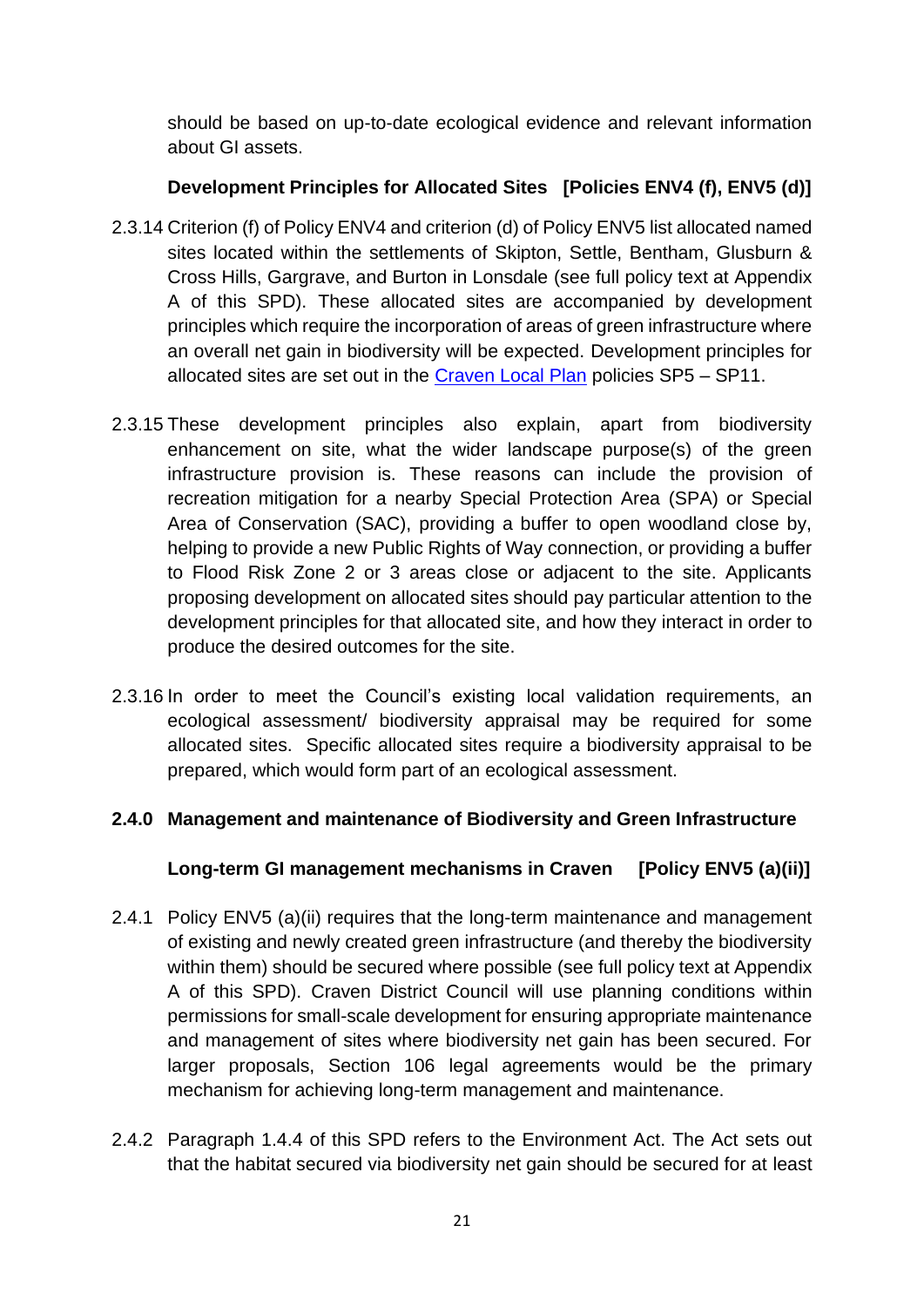should be based on up-to-date ecological evidence and relevant information about GI assets.

### Development Principles for Allocated Sites [Policies ENV4 (f), ENV5 (d)]

2.3.14 Criterion (f) of Policy ENV4 and criterion (d) of Policy ENV5 list allocated named sites located within the settlements of Skipton, Settle, Bentham, Glusburn & Cross Hills, Gargrave, and Burton in Lonsdale (see full policy text at Appendix A of this SPD). These allocated sites are accompanied by development principles which require the incorporation of areas of green infrastructure where an overall net gain in biodiversity will be expected. Development principles for allocated sites are set out in the Craven Local Plan policies SP5 – SP11.

2.3.15 These development principles also explain, apart from biodiversity enhancement on site, what the wider landscape purpose(s) of the green infrastructure provision is. These reasons can include the provision of recreation mitigation for a nearby Special Protection Area (SPA) or Special Area of Conservation (SAC), providing a buffer to open woodland close by, helping to provide a new Public Rights of Way connection, or providing a buffer to Flood Risk Zone 2 or 3 areas close or adjacent to the site. Applicants proposing development on allocated sites should pay particular attention to the development principles for that allocated site, and how they interact in order to produce the desired outcomes for the site.

2.3.16 In order to meet the Council's existing local validation requirements, an ecological assessment/ biodiversity appraisal may be required for some allocated sites. Specific allocated sites require a biodiversity appraisal to be prepared, which would form part of an ecological assessment.

## 2.4.0 Management and maintenance of Biodiversity and Green Infrastructure

### Long-term GI management mechanisms in Craven [Policy ENV5 (a)(ii)]

2.4.1 Policy ENV5 (a)(ii) requires that the long-term maintenance and management of existing and newly created green infrastructure (and thereby the biodiversity within them) should be secured where possible (see full policy text at Appendix A of this SPD). Craven District Council will use planning conditions within permissions for small-scale development for ensuring appropriate maintenance and management of sites where biodiversity net gain has been secured. For larger proposals, Section 106 legal agreements would be the primary mechanism for achieving long-term management and maintenance.

2.4.2 Paragraph 1.4.4 of this SPD refers to the Environment Act. The Act sets out that the habitat secured via biodiversity net gain should be secured for at least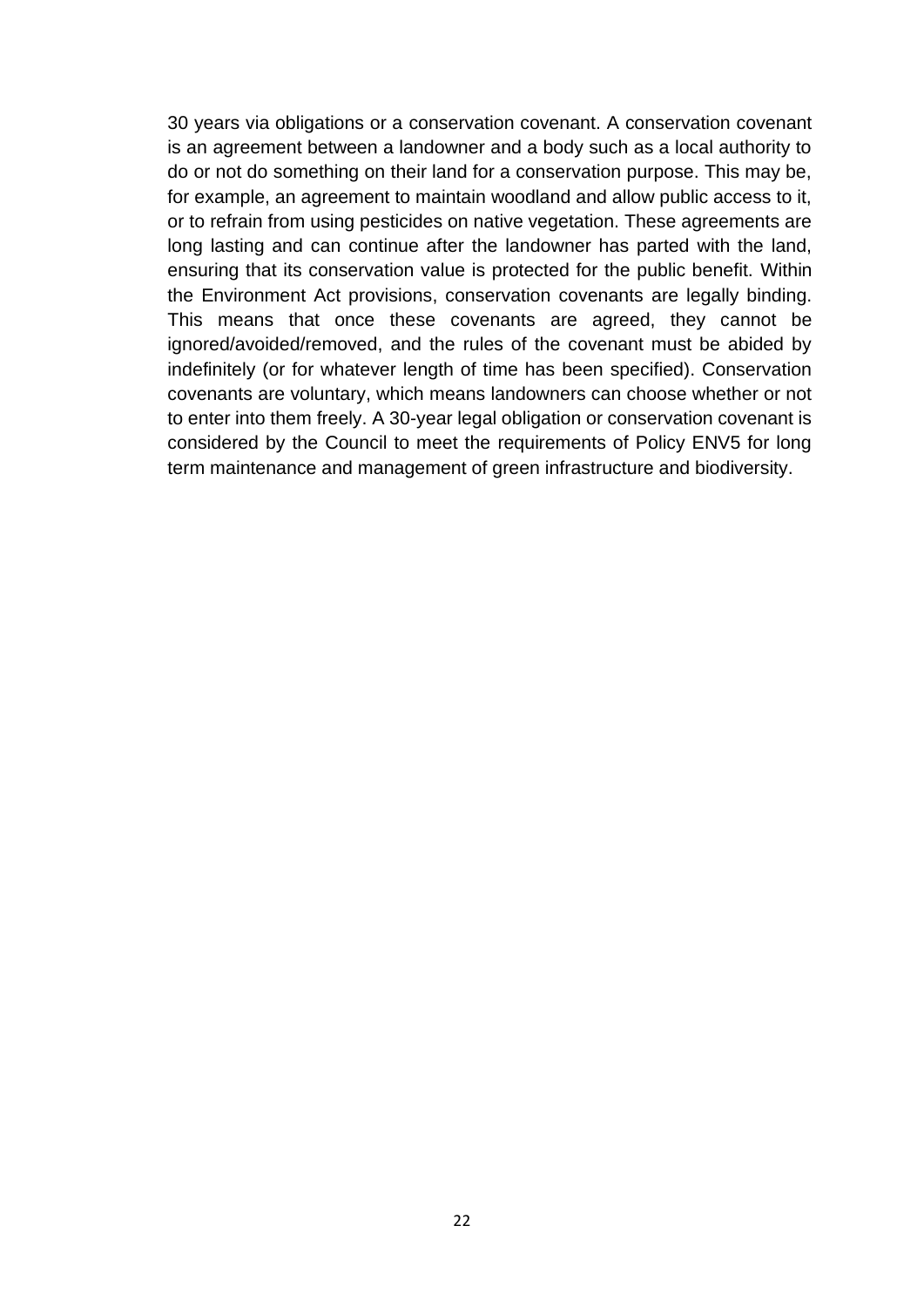30 years via obligations or a conservation covenant. A conservation covenant is an agreement between a landowner and a body such as a local authority to do or not do something on their land for a conservation purpose. This may be, for example, an agreement to maintain woodland and allow public access to it, or to refrain from using pesticides on native vegetation. These agreements are long lasting and can continue after the landowner has parted with the land, ensuring that its conservation value is protected for the public benefit. Within the Environment Act provisions, conservation covenants are legally binding. This means that once these covenants are agreed, they cannot be ignored/avoided/removed, and the rules of the covenant must be abided by indefinitely (or for whatever length of time has been specified). Conservation covenants are voluntary, which means landowners can choose whether or not to enter into them freely. A 30-year legal obligation or conservation covenant is considered by the Council to meet the requirements of Policy ENV5 for long term maintenance and management of green infrastructure and biodiversity.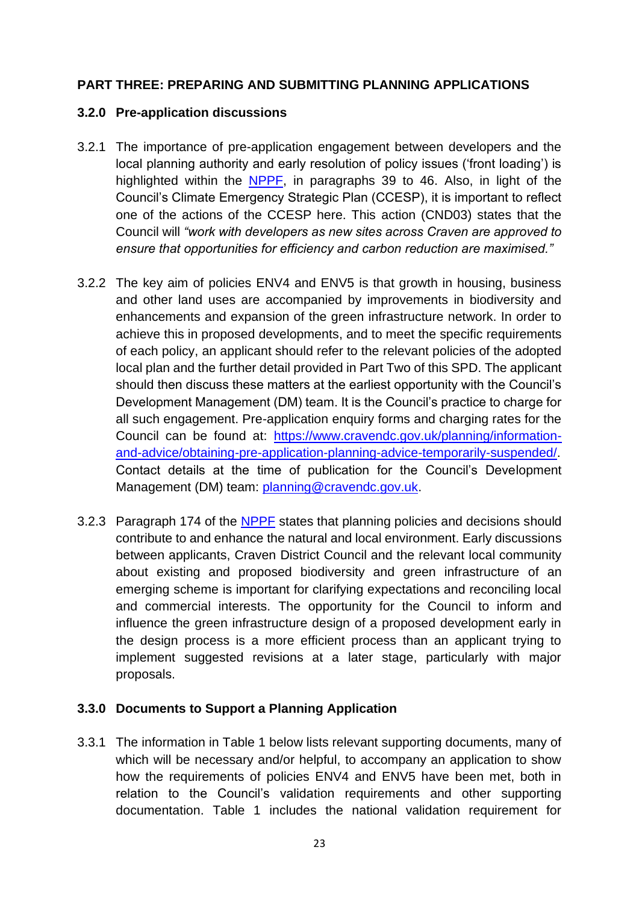## PART THREE: PREPARING AND SUBMITTING PLANNING APPLICATIONS

### 3.2.0 Pre-application discussions

3.2.1 The importance of pre-application engagement between developers and the local planning authority and early resolution of policy issues ('front loading') is highlighted within the [NPPF](), in paragraphs 39 to 46. Also, in light of the Council's Climate Emergency Strategic Plan (CCESP), it is important to reflect one of the actions of the CCESP here. This action (CND03) states that the Council will *"work with developers as new sites across Craven are approved to ensure that opportunities for efficiency and carbon reduction are maximised."*

3.2.2 The key aim of policies ENV4 and ENV5 is that growth in housing, business and other land uses are accompanied by improvements in biodiversity and enhancements and expansion of the green infrastructure network. In order to achieve this in proposed developments, and to meet the specific requirements of each policy, an applicant should refer to the relevant policies of the adopted local plan and the further detail provided in Part Two of this SPD. The applicant should then discuss these matters at the earliest opportunity with the Council's Development Management (DM) team. It is the Council's practice to charge for all such engagement. Pre-application enquiry forms and charging rates for the Council can be found at: [https://www.cravendc.gov.uk/planning/information-and-advice/obtaining-pre-application-planning-advice-temporarily-suspended/](https://www.cravendc.gov.uk/planning/information-and-advice/obtaining-pre-application-planning-advice-temporarily-suspended/). Contact details at the time of publication for the Council's Development Management (DM) team: [planning@cravendc.gov.uk](mailto:planning@cravendc.gov.uk).

3.2.3 Paragraph 174 of the [NPPF]() states that planning policies and decisions should contribute to and enhance the natural and local environment. Early discussions between applicants, Craven District Council and the relevant local community about existing and proposed biodiversity and green infrastructure of an emerging scheme is important for clarifying expectations and reconciling local and commercial interests. The opportunity for the Council to inform and influence the green infrastructure design of a proposed development early in the design process is a more efficient process than an applicant trying to implement suggested revisions at a later stage, particularly with major proposals.

### 3.3.0 Documents to Support a Planning Application

3.3.1 The information in Table 1 below lists relevant supporting documents, many of which will be necessary and/or helpful, to accompany an application to show how the requirements of policies ENV4 and ENV5 have been met, both in relation to the Council's validation requirements and other supporting documentation. Table 1 includes the national validation requirement for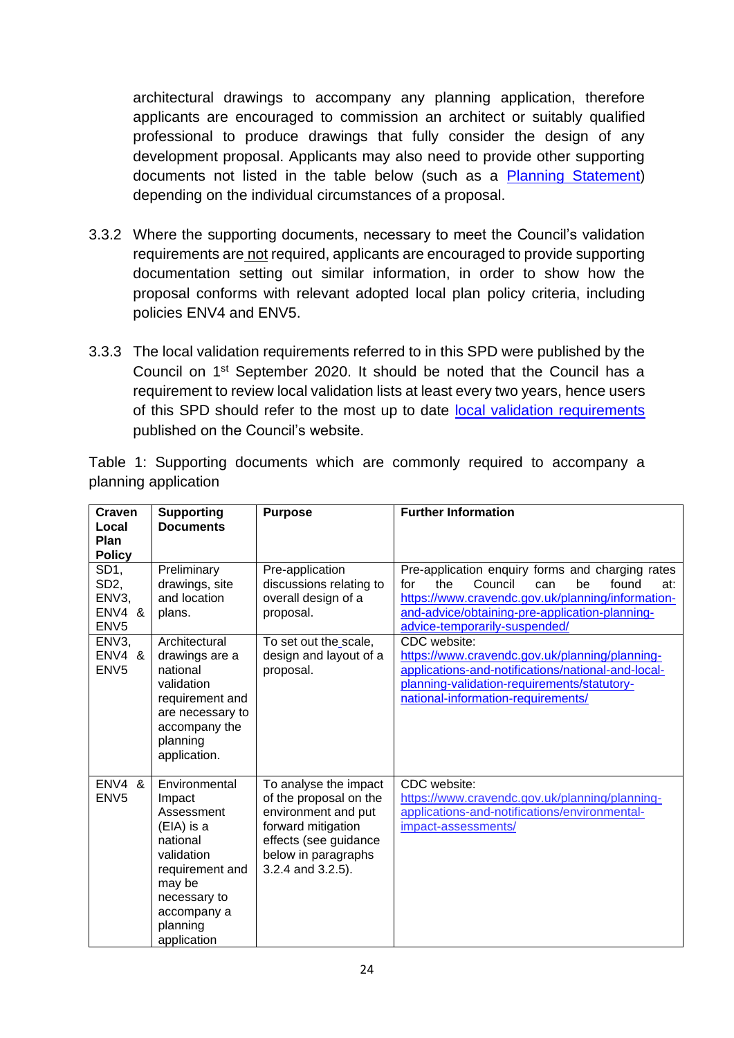architectural drawings to accompany any planning application, therefore applicants are encouraged to commission an architect or suitably qualified professional to produce drawings that fully consider the design of any development proposal. Applicants may also need to provide other supporting documents not listed in the table below (such as a [Planning Statement]) depending on the individual circumstances of a proposal.

3.3.2 Where the supporting documents, necessary to meet the Council's validation requirements are not required, applicants are encouraged to provide supporting documentation setting out similar information, in order to show how the proposal conforms with relevant adopted local plan policy criteria, including policies ENV4 and ENV5.

3.3.3 The local validation requirements referred to in this SPD were published by the Council on 1st September 2020. It should be noted that the Council has a requirement to review local validation lists at least every two years, hence users of this SPD should refer to the most up to date [local validation requirements] published on the Council's website.

Table 1: Supporting documents which are commonly required to accompany a planning application

| Craven Local Plan Policy | Supporting Documents | Purpose | Further Information |
|---|---|---|---|
| SD1, SD2, ENV3, ENV4 & ENV5 | Preliminary drawings, site and location plans. | Pre-application discussions relating to overall design of a proposal. | Pre-application enquiry forms and charging rates for the Council can be found at: https://www.cravendc.gov.uk/planning/information-and-advice/obtaining-pre-application-planning-advice-temporarily-suspended/ |
| ENV3, ENV4 & ENV5 | Architectural drawings are a national validation requirement and are necessary to accompany the planning application. | To set out the scale, design and layout of a proposal. | CDC website: https://www.cravendc.gov.uk/planning/planning-applications-and-notifications/national-and-local-planning-validation-requirements/statutory-national-information-requirements/ |
| ENV4 & ENV5 | Environmental Impact Assessment (EIA) is a national validation requirement and may be necessary to accompany a planning application | To analyse the impact of the proposal on the environment and put forward mitigation effects (see guidance below in paragraphs 3.2.4 and 3.2.5). | CDC website: https://www.cravendc.gov.uk/planning/planning-applications-and-notifications/environmental-impact-assessments/ |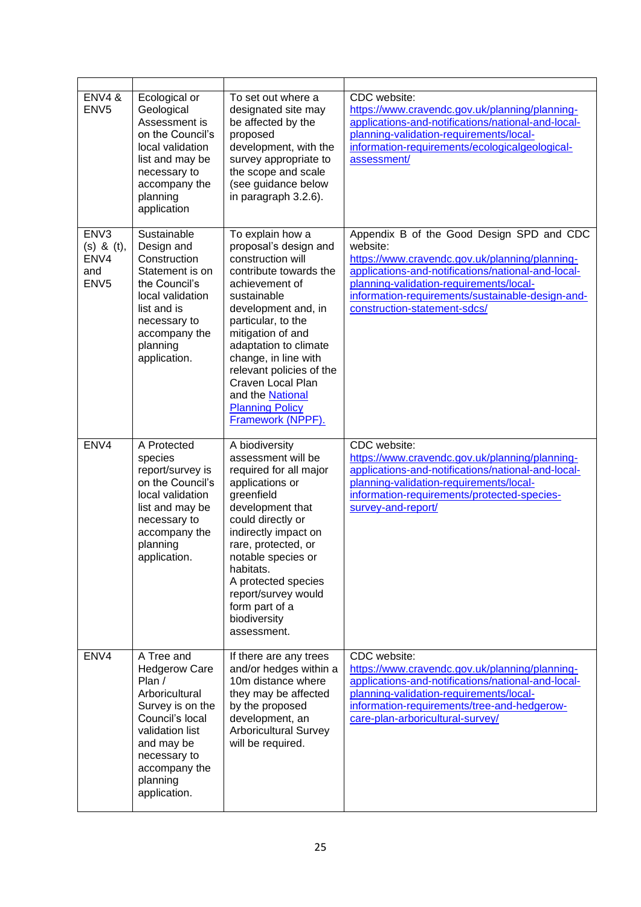| | | | |
|---|---|---|---|
| ENV4 & ENV5 | Ecological or Geological Assessment is on the Council's local validation list and may be necessary to accompany the planning application | To set out where a designated site may be affected by the proposed development, with the survey appropriate to the scope and scale (see guidance below in paragraph 3.2.6). | CDC website: [https://www.cravendc.gov.uk/planning/planning-applications-and-notifications/national-and-local-planning-validation-requirements/local-information-requirements/ecologicalgeological-assessment/](https://www.cravendc.gov.uk/planning/planning-applications-and-notifications/national-and-local-planning-validation-requirements/local-information-requirements/ecologicalgeological-assessment/) |
| ENV3 (s) & (t), ENV4 and ENV5 | Sustainable Design and Construction Statement is on the Council's local validation list and is necessary to accompany the planning application. | To explain how a proposal's design and construction will contribute towards the achievement of sustainable development and, in particular, to the mitigation of and adaptation to climate change, in line with relevant policies of the Craven Local Plan and the [National Planning Policy Framework (NPPF).](#) | Appendix B of the Good Design SPD and CDC website: [https://www.cravendc.gov.uk/planning/planning-applications-and-notifications/national-and-local-planning-validation-requirements/local-information-requirements/sustainable-design-and-construction-statement-sdcs/](https://www.cravendc.gov.uk/planning/planning-applications-and-notifications/national-and-local-planning-validation-requirements/local-information-requirements/sustainable-design-and-construction-statement-sdcs/) |
| ENV4 | A Protected species report/survey is on the Council's local validation list and may be necessary to accompany the planning application. | A biodiversity assessment will be required for all major applications or greenfield development that could directly or indirectly impact on rare, protected, or notable species or habitats.<br>A protected species report/survey would form part of a biodiversity assessment. | CDC website: [https://www.cravendc.gov.uk/planning/planning-applications-and-notifications/national-and-local-planning-validation-requirements/local-information-requirements/protected-species-survey-and-report/](https://www.cravendc.gov.uk/planning/planning-applications-and-notifications/national-and-local-planning-validation-requirements/local-information-requirements/protected-species-survey-and-report/) |
| ENV4 | A Tree and Hedgerow Care Plan / Arboricultural Survey is on the Council's local validation list and may be necessary to accompany the planning application. | If there are any trees and/or hedges within a 10m distance where they may be affected by the proposed development, an Arboricultural Survey will be required. | CDC website: [https://www.cravendc.gov.uk/planning/planning-applications-and-notifications/national-and-local-planning-validation-requirements/local-information-requirements/tree-and-hedgerow-care-plan-arboricultural-survey/](https://www.cravendc.gov.uk/planning/planning-applications-and-notifications/national-and-local-planning-validation-requirements/local-information-requirements/tree-and-hedgerow-care-plan-arboricultural-survey/) |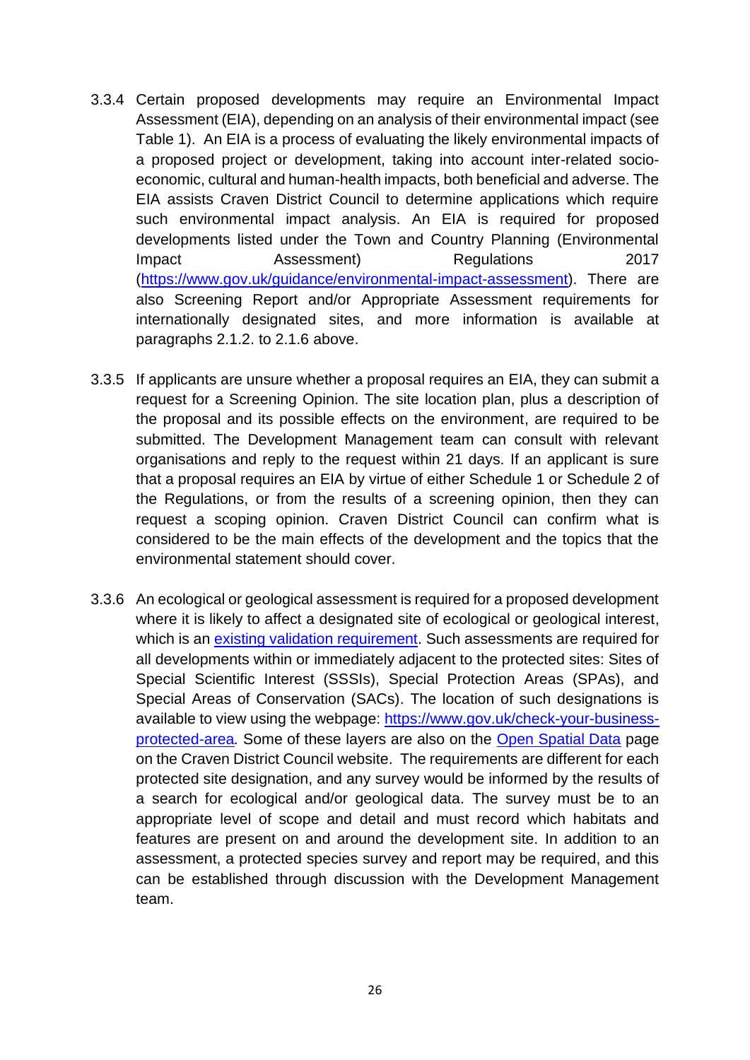3.3.4 Certain proposed developments may require an Environmental Impact Assessment (EIA), depending on an analysis of their environmental impact (see Table 1). An EIA is a process of evaluating the likely environmental impacts of a proposed project or development, taking into account inter-related socio-economic, cultural and human-health impacts, both beneficial and adverse. The EIA assists Craven District Council to determine applications which require such environmental impact analysis. An EIA is required for proposed developments listed under the Town and Country Planning (Environmental Impact Assessment) Regulations 2017 ([https://www.gov.uk/guidance/environmental-impact-assessment](https://www.gov.uk/guidance/environmental-impact-assessment)). There are also Screening Report and/or Appropriate Assessment requirements for internationally designated sites, and more information is available at paragraphs 2.1.2. to 2.1.6 above.

3.3.5 If applicants are unsure whether a proposal requires an EIA, they can submit a request for a Screening Opinion. The site location plan, plus a description of the proposal and its possible effects on the environment, are required to be submitted. The Development Management team can consult with relevant organisations and reply to the request within 21 days. If an applicant is sure that a proposal requires an EIA by virtue of either Schedule 1 or Schedule 2 of the Regulations, or from the results of a screening opinion, then they can request a scoping opinion. Craven District Council can confirm what is considered to be the main effects of the development and the topics that the environmental statement should cover.

3.3.6 An ecological or geological assessment is required for a proposed development where it is likely to affect a designated site of ecological or geological interest, which is an existing validation requirement. Such assessments are required for all developments within or immediately adjacent to the protected sites: Sites of Special Scientific Interest (SSSIs), Special Protection Areas (SPAs), and Special Areas of Conservation (SACs). The location of such designations is available to view using the webpage: [https://www.gov.uk/check-your-business-protected-area](https://www.gov.uk/check-your-business-protected-area). Some of these layers are also on the Open Spatial Data page on the Craven District Council website. The requirements are different for each protected site designation, and any survey would be informed by the results of a search for ecological and/or geological data. The survey must be to an appropriate level of scope and detail and must record which habitats and features are present on and around the development site. In addition to an assessment, a protected species survey and report may be required, and this can be established through discussion with the Development Management team.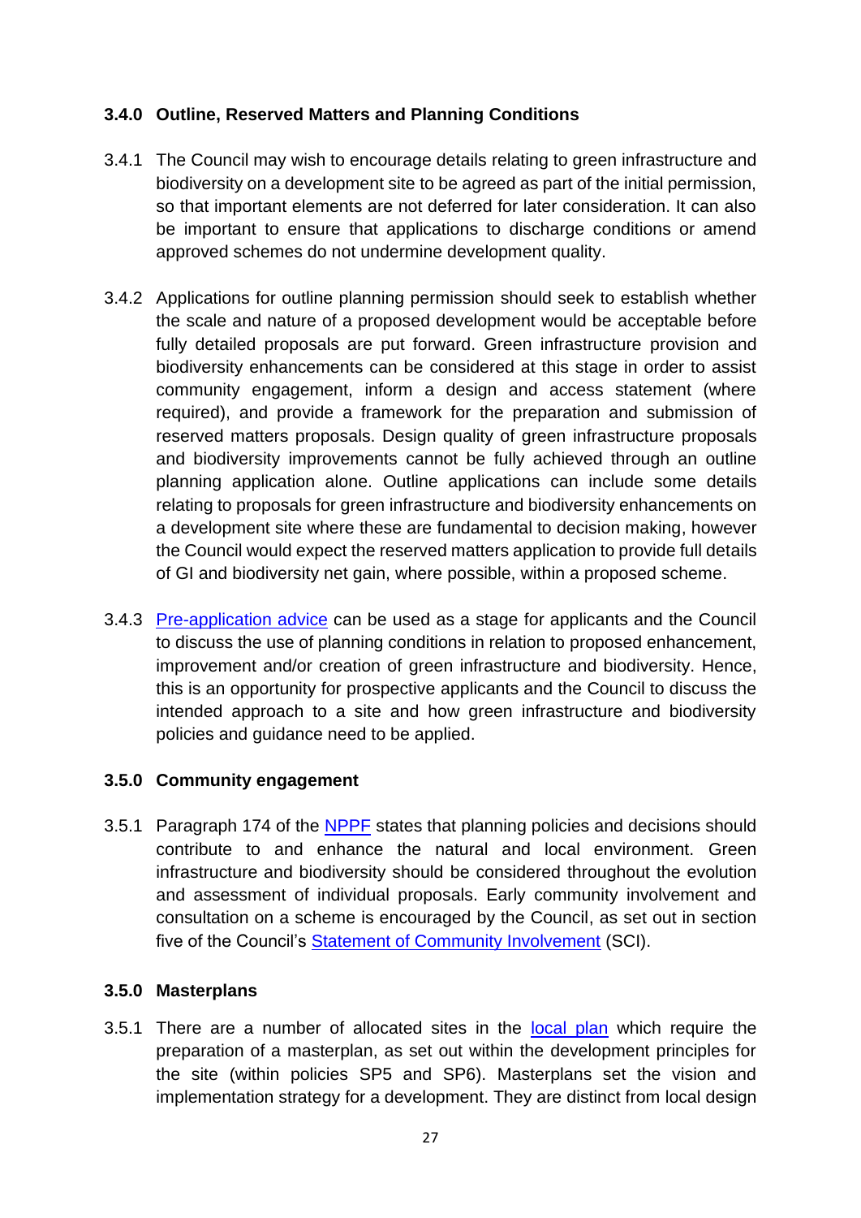### 3.4.0 Outline, Reserved Matters and Planning Conditions

3.4.1 The Council may wish to encourage details relating to green infrastructure and biodiversity on a development site to be agreed as part of the initial permission, so that important elements are not deferred for later consideration. It can also be important to ensure that applications to discharge conditions or amend approved schemes do not undermine development quality.

3.4.2 Applications for outline planning permission should seek to establish whether the scale and nature of a proposed development would be acceptable before fully detailed proposals are put forward. Green infrastructure provision and biodiversity enhancements can be considered at this stage in order to assist community engagement, inform a design and access statement (where required), and provide a framework for the preparation and submission of reserved matters proposals. Design quality of green infrastructure proposals and biodiversity improvements cannot be fully achieved through an outline planning application alone. Outline applications can include some details relating to proposals for green infrastructure and biodiversity enhancements on a development site where these are fundamental to decision making, however the Council would expect the reserved matters application to provide full details of GI and biodiversity net gain, where possible, within a proposed scheme.

3.4.3 Pre-application advice can be used as a stage for applicants and the Council to discuss the use of planning conditions in relation to proposed enhancement, improvement and/or creation of green infrastructure and biodiversity. Hence, this is an opportunity for prospective applicants and the Council to discuss the intended approach to a site and how green infrastructure and biodiversity policies and guidance need to be applied.

### 3.5.0 Community engagement

3.5.1 Paragraph 174 of the NPPF states that planning policies and decisions should contribute to and enhance the natural and local environment. Green infrastructure and biodiversity should be considered throughout the evolution and assessment of individual proposals. Early community involvement and consultation on a scheme is encouraged by the Council, as set out in section five of the Council's Statement of Community Involvement (SCI).

### 3.5.0 Masterplans

3.5.1 There are a number of allocated sites in the local plan which require the preparation of a masterplan, as set out within the development principles for the site (within policies SP5 and SP6). Masterplans set the vision and implementation strategy for a development. They are distinct from local design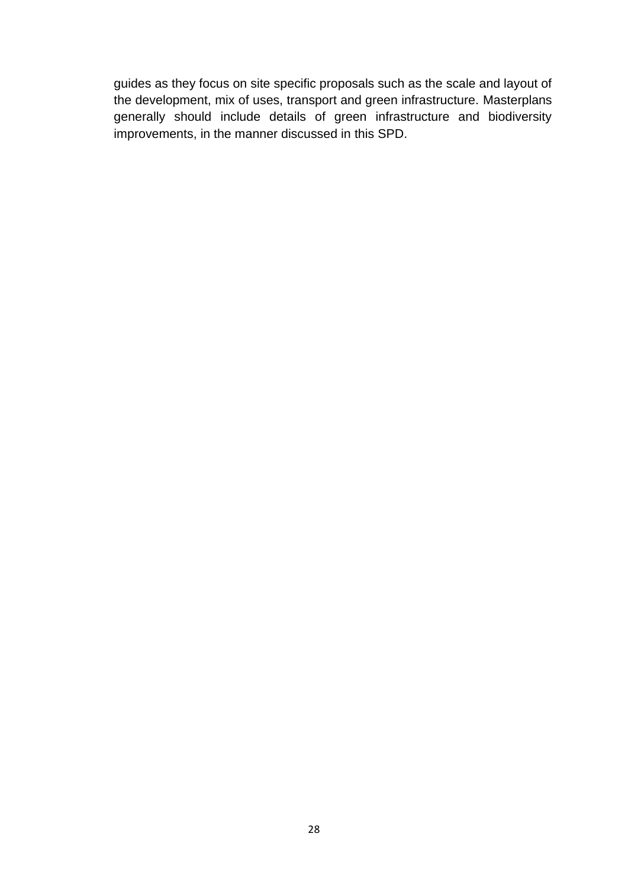guides as they focus on site specific proposals such as the scale and layout of the development, mix of uses, transport and green infrastructure. Masterplans generally should include details of green infrastructure and biodiversity improvements, in the manner discussed in this SPD.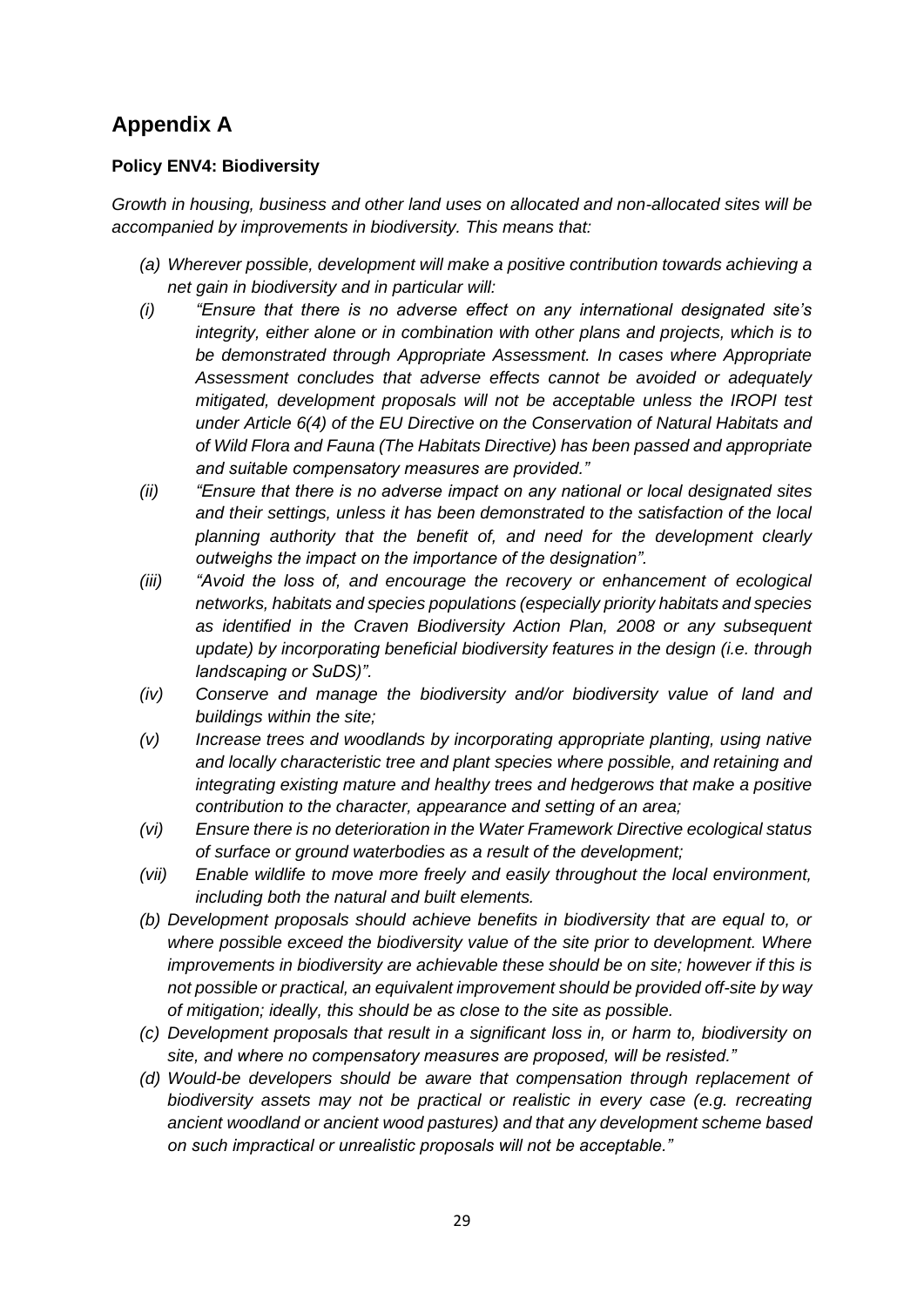## Appendix A

**Policy ENV4: Biodiversity**

*Growth in housing, business and other land uses on allocated and non-allocated sites will be accompanied by improvements in biodiversity. This means that:*

*(a) Wherever possible, development will make a positive contribution towards achieving a net gain in biodiversity and in particular will:*

*(i) "Ensure that there is no adverse effect on any international designated site's integrity, either alone or in combination with other plans and projects, which is to be demonstrated through Appropriate Assessment. In cases where Appropriate Assessment concludes that adverse effects cannot be avoided or adequately mitigated, development proposals will not be acceptable unless the IROPI test under Article 6(4) of the EU Directive on the Conservation of Natural Habitats and of Wild Flora and Fauna (The Habitats Directive) has been passed and appropriate and suitable compensatory measures are provided."*

*(ii) "Ensure that there is no adverse impact on any national or local designated sites and their settings, unless it has been demonstrated to the satisfaction of the local planning authority that the benefit of, and need for the development clearly outweighs the impact on the importance of the designation".*

*(iii) "Avoid the loss of, and encourage the recovery or enhancement of ecological networks, habitats and species populations (especially priority habitats and species as identified in the Craven Biodiversity Action Plan, 2008 or any subsequent update) by incorporating beneficial biodiversity features in the design (i.e. through landscaping or SuDS)".*

*(iv) Conserve and manage the biodiversity and/or biodiversity value of land and buildings within the site;*

*(v) Increase trees and woodlands by incorporating appropriate planting, using native and locally characteristic tree and plant species where possible, and retaining and integrating existing mature and healthy trees and hedgerows that make a positive contribution to the character, appearance and setting of an area;*

*(vi) Ensure there is no deterioration in the Water Framework Directive ecological status of surface or ground waterbodies as a result of the development;*

*(vii) Enable wildlife to move more freely and easily throughout the local environment, including both the natural and built elements.*

*(b) Development proposals should achieve benefits in biodiversity that are equal to, or where possible exceed the biodiversity value of the site prior to development. Where improvements in biodiversity are achievable these should be on site; however if this is not possible or practical, an equivalent improvement should be provided off-site by way of mitigation; ideally, this should be as close to the site as possible.*

*(c) Development proposals that result in a significant loss in, or harm to, biodiversity on site, and where no compensatory measures are proposed, will be resisted."*

*(d) Would-be developers should be aware that compensation through replacement of biodiversity assets may not be practical or realistic in every case (e.g. recreating ancient woodland or ancient wood pastures) and that any development scheme based on such impractical or unrealistic proposals will not be acceptable."*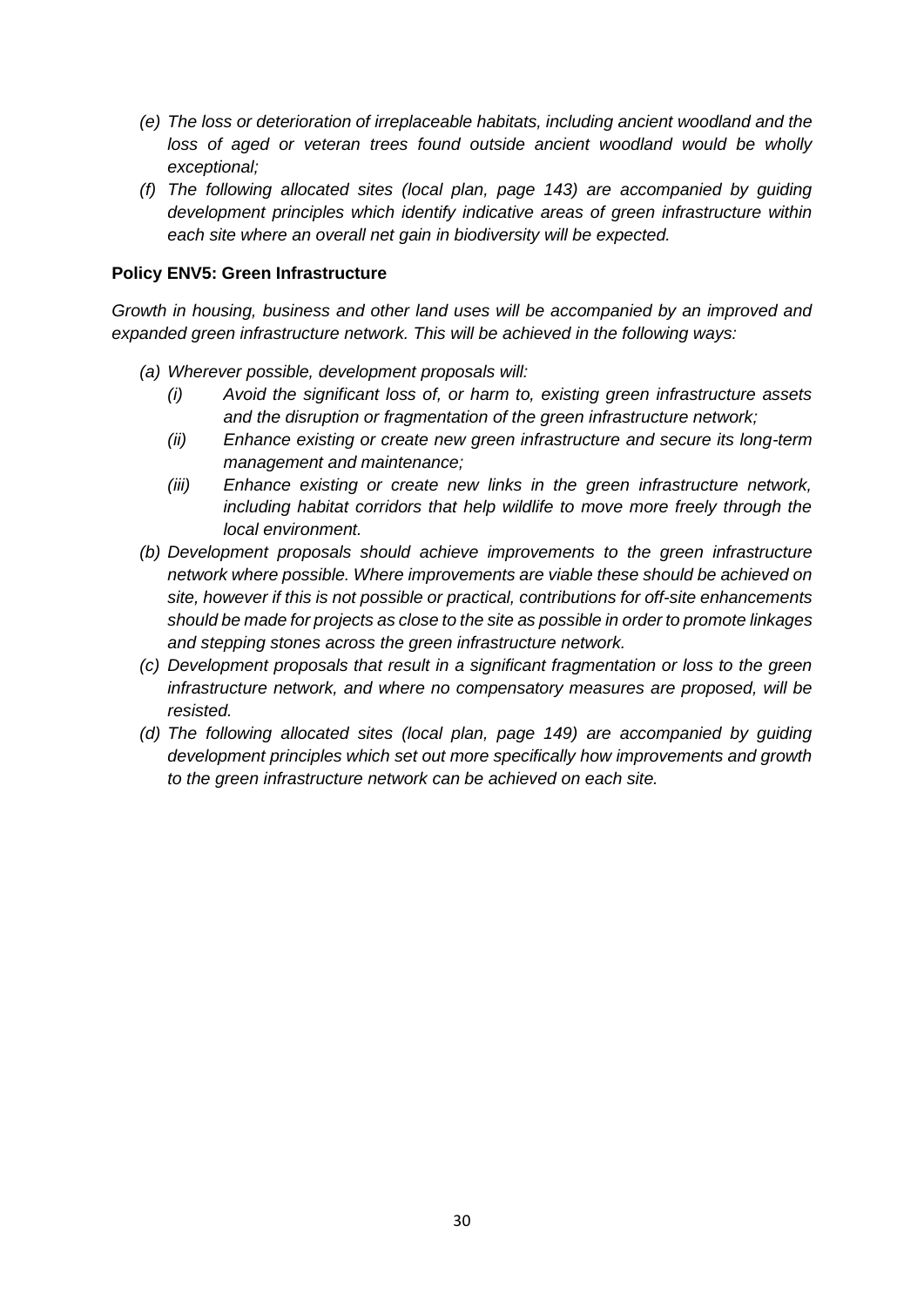*(e) The loss or deterioration of irreplaceable habitats, including ancient woodland and the loss of aged or veteran trees found outside ancient woodland would be wholly exceptional;*

*(f) The following allocated sites (local plan, page 143) are accompanied by guiding development principles which identify indicative areas of green infrastructure within each site where an overall net gain in biodiversity will be expected.*

**Policy ENV5: Green Infrastructure**

*Growth in housing, business and other land uses will be accompanied by an improved and expanded green infrastructure network. This will be achieved in the following ways:*

*(a) Wherever possible, development proposals will:*

- *(i) Avoid the significant loss of, or harm to, existing green infrastructure assets and the disruption or fragmentation of the green infrastructure network;*
- *(ii) Enhance existing or create new green infrastructure and secure its long-term management and maintenance;*
- *(iii) Enhance existing or create new links in the green infrastructure network, including habitat corridors that help wildlife to move more freely through the local environment.*

*(b) Development proposals should achieve improvements to the green infrastructure network where possible. Where improvements are viable these should be achieved on site, however if this is not possible or practical, contributions for off-site enhancements should be made for projects as close to the site as possible in order to promote linkages and stepping stones across the green infrastructure network.*

*(c) Development proposals that result in a significant fragmentation or loss to the green infrastructure network, and where no compensatory measures are proposed, will be resisted.*

*(d) The following allocated sites (local plan, page 149) are accompanied by guiding development principles which set out more specifically how improvements and growth to the green infrastructure network can be achieved on each site.*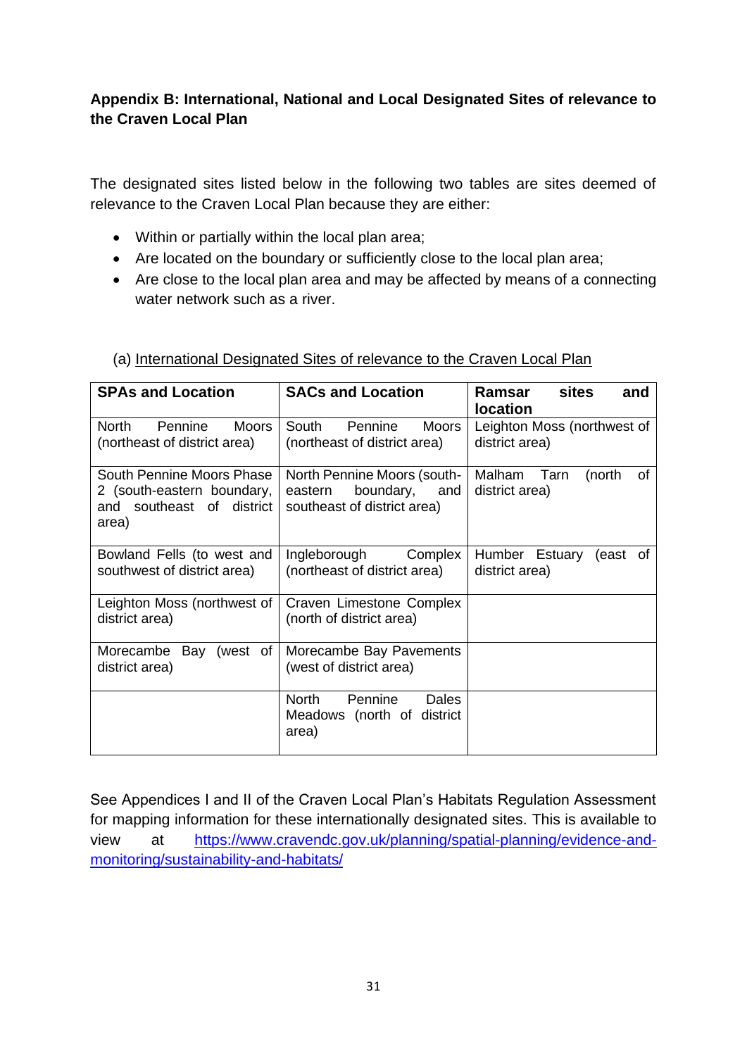**Appendix B: International, National and Local Designated Sites of relevance to the Craven Local Plan**

The designated sites listed below in the following two tables are sites deemed of relevance to the Craven Local Plan because they are either:

- Within or partially within the local plan area;
- Are located on the boundary or sufficiently close to the local plan area;
- Are close to the local plan area and may be affected by means of a connecting water network such as a river.

(a) International Designated Sites of relevance to the Craven Local Plan

| SPAs and Location | SACs and Location | Ramsar sites and location |
|---|---|---|
| North Pennine Moors (northeast of district area) | South Pennine Moors (northeast of district area) | Leighton Moss (northwest of district area) |
| South Pennine Moors Phase 2 (south-eastern boundary, and southeast of district area) | North Pennine Moors (south-eastern boundary, and southeast of district area) | Malham Tarn (north of district area) |
| Bowland Fells (to west and southwest of district area) | Ingleborough Complex (northeast of district area) | Humber Estuary (east of district area) |
| Leighton Moss (northwest of district area) | Craven Limestone Complex (north of district area) | |
| Morecambe Bay (west of district area) | Morecambe Bay Pavements (west of district area) | |
| | North Pennine Dales Meadows (north of district area) | |

See Appendices I and II of the Craven Local Plan's Habitats Regulation Assessment for mapping information for these internationally designated sites. This is available to view at https://www.cravendc.gov.uk/planning/spatial-planning/evidence-and-monitoring/sustainability-and-habitats/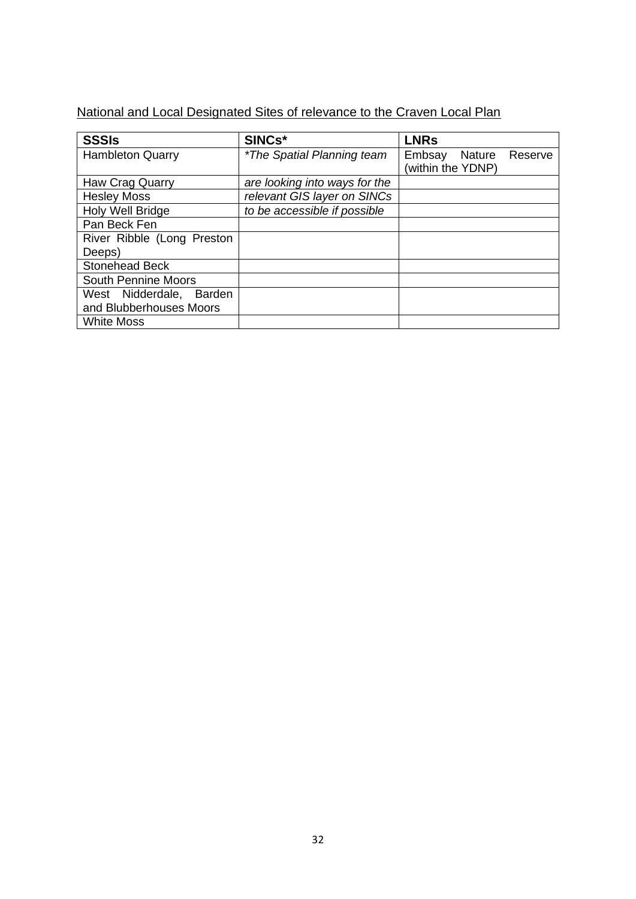<u>National and Local Designated Sites of relevance to the Craven Local Plan</u>

| **SSSIs** | **SINCs*** | **LNRs** |
|---|---|---|
| Hambleton Quarry | *\*The Spatial Planning team* | Embsay Nature Reserve (within the YDNP) |
| Haw Crag Quarry | *are looking into ways for the* | |
| Hesley Moss | *relevant GIS layer on SINCs* | |
| Holy Well Bridge | *to be accessible if possible* | |
| Pan Beck Fen | | |
| River Ribble (Long Preston Deeps) | | |
| Stonehead Beck | | |
| South Pennine Moors | | |
| West Nidderdale, Barden and Blubberhouses Moors | | |
| White Moss | | |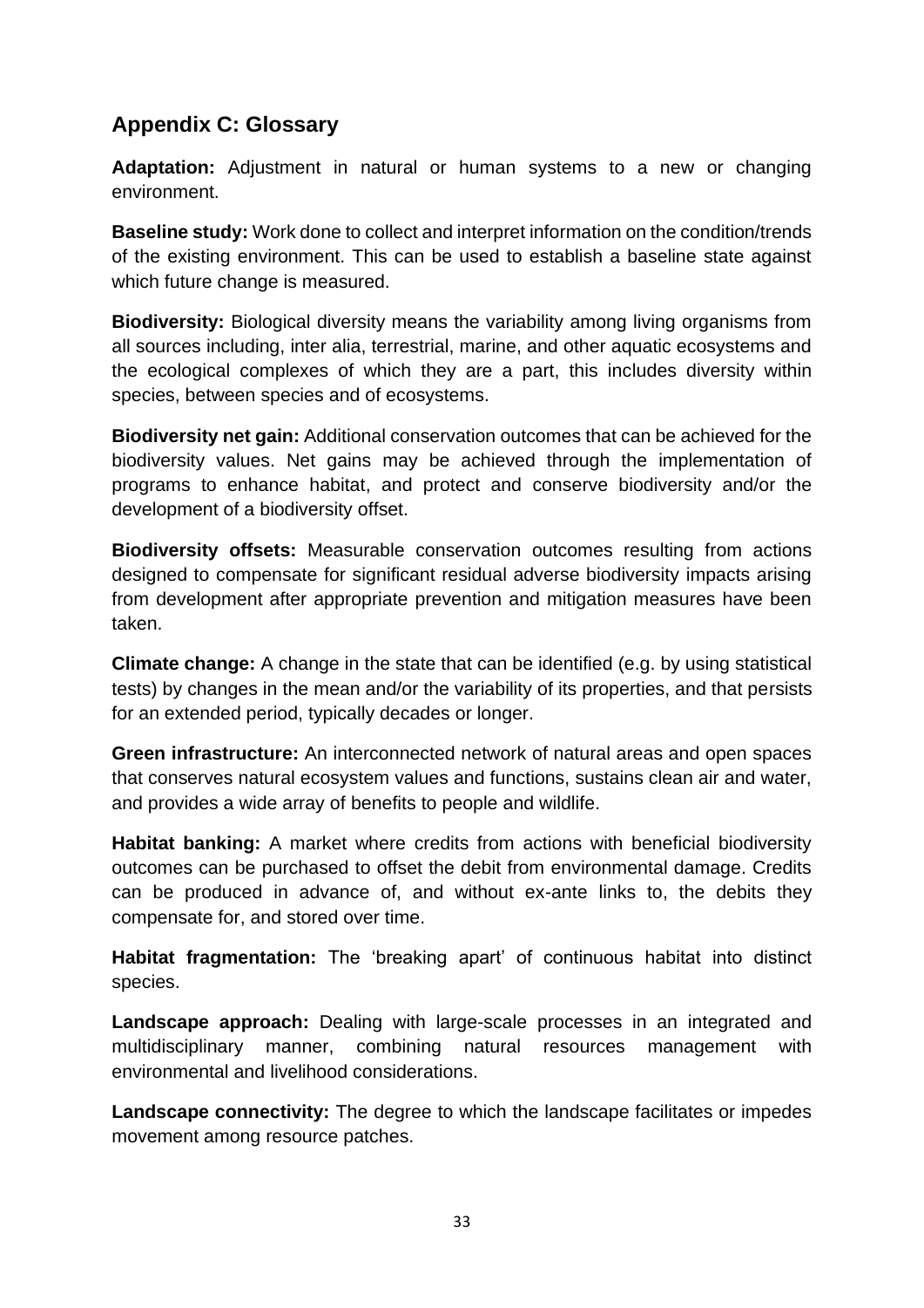## Appendix C: Glossary

**Adaptation:** Adjustment in natural or human systems to a new or changing environment.

**Baseline study:** Work done to collect and interpret information on the condition/trends of the existing environment. This can be used to establish a baseline state against which future change is measured.

**Biodiversity:** Biological diversity means the variability among living organisms from all sources including, inter alia, terrestrial, marine, and other aquatic ecosystems and the ecological complexes of which they are a part, this includes diversity within species, between species and of ecosystems.

**Biodiversity net gain:** Additional conservation outcomes that can be achieved for the biodiversity values. Net gains may be achieved through the implementation of programs to enhance habitat, and protect and conserve biodiversity and/or the development of a biodiversity offset.

**Biodiversity offsets:** Measurable conservation outcomes resulting from actions designed to compensate for significant residual adverse biodiversity impacts arising from development after appropriate prevention and mitigation measures have been taken.

**Climate change:** A change in the state that can be identified (e.g. by using statistical tests) by changes in the mean and/or the variability of its properties, and that persists for an extended period, typically decades or longer.

**Green infrastructure:** An interconnected network of natural areas and open spaces that conserves natural ecosystem values and functions, sustains clean air and water, and provides a wide array of benefits to people and wildlife.

**Habitat banking:** A market where credits from actions with beneficial biodiversity outcomes can be purchased to offset the debit from environmental damage. Credits can be produced in advance of, and without ex-ante links to, the debits they compensate for, and stored over time.

**Habitat fragmentation:** The 'breaking apart' of continuous habitat into distinct species.

**Landscape approach:** Dealing with large-scale processes in an integrated and multidisciplinary manner, combining natural resources management with environmental and livelihood considerations.

**Landscape connectivity:** The degree to which the landscape facilitates or impedes movement among resource patches.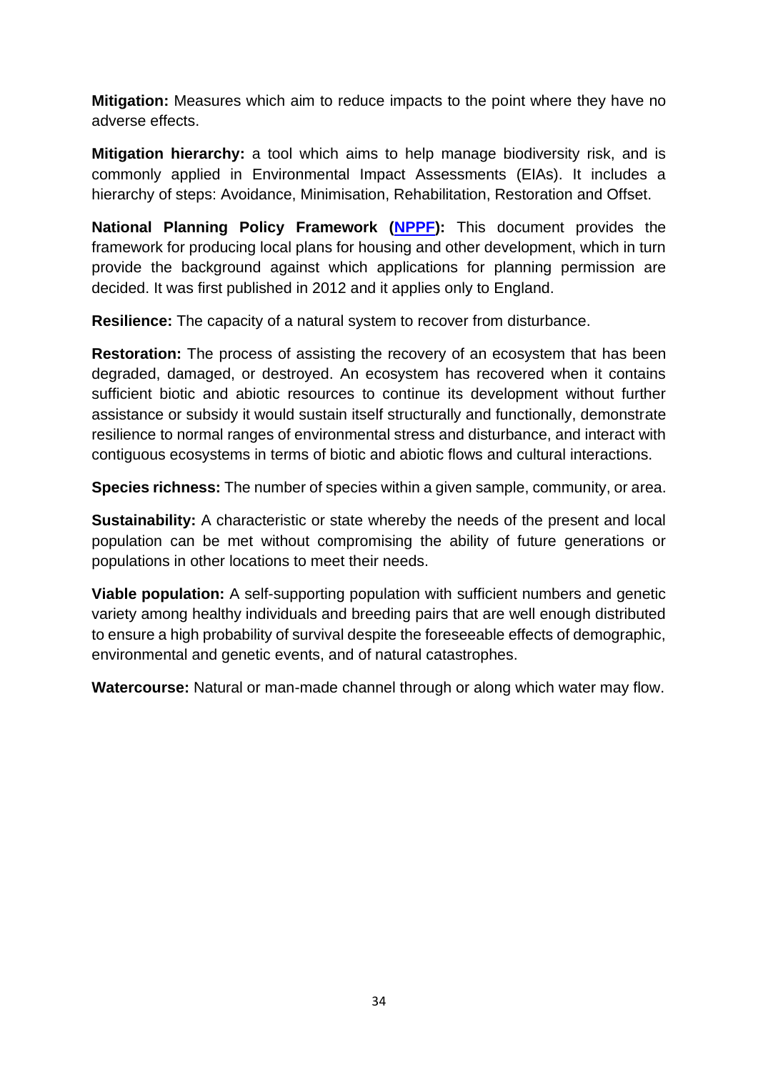**Mitigation:** Measures which aim to reduce impacts to the point where they have no adverse effects.

**Mitigation hierarchy:** a tool which aims to help manage biodiversity risk, and is commonly applied in Environmental Impact Assessments (EIAs). It includes a hierarchy of steps: Avoidance, Minimisation, Rehabilitation, Restoration and Offset.

**National Planning Policy Framework (NPPF):** This document provides the framework for producing local plans for housing and other development, which in turn provide the background against which applications for planning permission are decided. It was first published in 2012 and it applies only to England.

**Resilience:** The capacity of a natural system to recover from disturbance.

**Restoration:** The process of assisting the recovery of an ecosystem that has been degraded, damaged, or destroyed. An ecosystem has recovered when it contains sufficient biotic and abiotic resources to continue its development without further assistance or subsidy it would sustain itself structurally and functionally, demonstrate resilience to normal ranges of environmental stress and disturbance, and interact with contiguous ecosystems in terms of biotic and abiotic flows and cultural interactions.

**Species richness:** The number of species within a given sample, community, or area.

**Sustainability:** A characteristic or state whereby the needs of the present and local population can be met without compromising the ability of future generations or populations in other locations to meet their needs.

**Viable population:** A self-supporting population with sufficient numbers and genetic variety among healthy individuals and breeding pairs that are well enough distributed to ensure a high probability of survival despite the foreseeable effects of demographic, environmental and genetic events, and of natural catastrophes.

**Watercourse:** Natural or man-made channel through or along which water may flow.